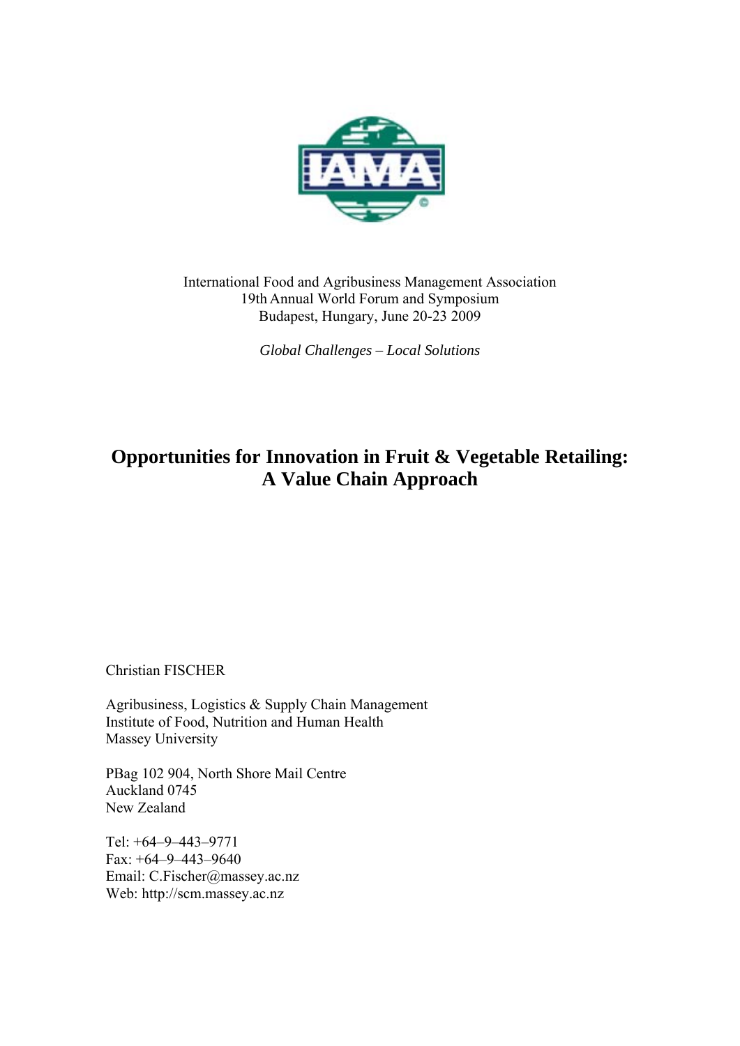International Food and Agribusiness Management Association
19th Annual World Forum and Symposium
Budapest, Hungary, June 20-23 2009

*Global Challenges – Local Solutions*

# Opportunities for Innovation in Fruit & Vegetable Retailing: A Value Chain Approach

Christian FISCHER

Agribusiness, Logistics & Supply Chain Management
Institute of Food, Nutrition and Human Health
Massey University

PBag 102 904, North Shore Mail Centre
Auckland 0745
New Zealand

Tel: +64–9–443–9771
Fax: +64–9–443–9640
Email: C.Fischer@massey.ac.nz
Web: http://scm.massey.ac.nz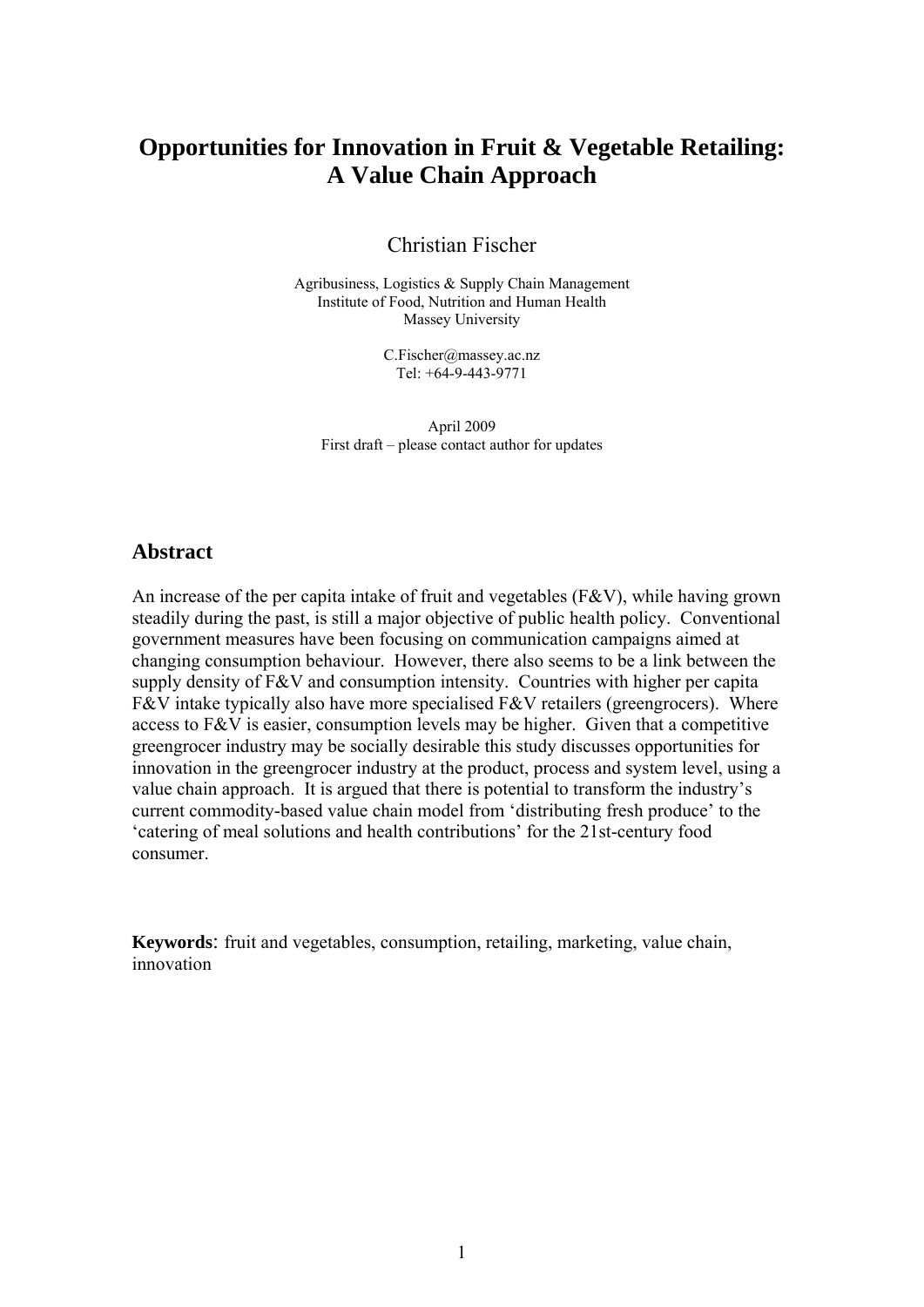# Opportunities for Innovation in Fruit & Vegetable Retailing: A Value Chain Approach

Christian Fischer

Agribusiness, Logistics & Supply Chain Management
Institute of Food, Nutrition and Human Health
Massey University

C.Fischer@massey.ac.nz
Tel: +64-9-443-9771

April 2009
First draft – please contact author for updates

## Abstract

An increase of the per capita intake of fruit and vegetables (F&V), while having grown steadily during the past, is still a major objective of public health policy. Conventional government measures have been focusing on communication campaigns aimed at changing consumption behaviour. However, there also seems to be a link between the supply density of F&V and consumption intensity. Countries with higher per capita F&V intake typically also have more specialised F&V retailers (greengrocers). Where access to F&V is easier, consumption levels may be higher. Given that a competitive greengrocer industry may be socially desirable this study discusses opportunities for innovation in the greengrocer industry at the product, process and system level, using a value chain approach. It is argued that there is potential to transform the industry's current commodity-based value chain model from 'distributing fresh produce' to the 'catering of meal solutions and health contributions' for the 21st-century food consumer.

**Keywords**: fruit and vegetables, consumption, retailing, marketing, value chain, innovation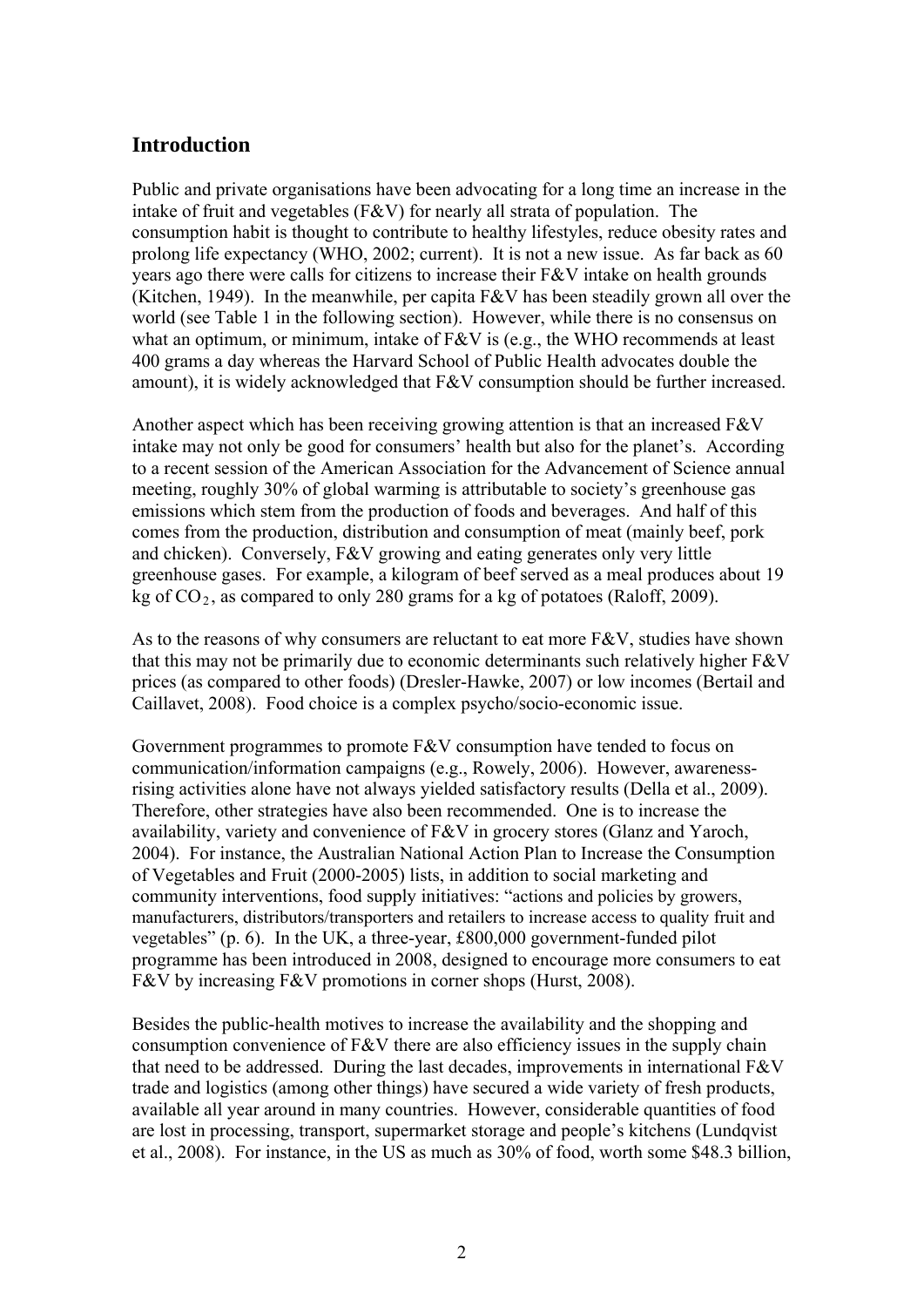## Introduction

Public and private organisations have been advocating for a long time an increase in the intake of fruit and vegetables (F&V) for nearly all strata of population. The consumption habit is thought to contribute to healthy lifestyles, reduce obesity rates and prolong life expectancy (WHO, 2002; current). It is not a new issue. As far back as 60 years ago there were calls for citizens to increase their F&V intake on health grounds (Kitchen, 1949). In the meanwhile, per capita F&V has been steadily grown all over the world (see Table 1 in the following section). However, while there is no consensus on what an optimum, or minimum, intake of F&V is (e.g., the WHO recommends at least 400 grams a day whereas the Harvard School of Public Health advocates double the amount), it is widely acknowledged that F&V consumption should be further increased.

Another aspect which has been receiving growing attention is that an increased F&V intake may not only be good for consumers' health but also for the planet's. According to a recent session of the American Association for the Advancement of Science annual meeting, roughly 30% of global warming is attributable to society's greenhouse gas emissions which stem from the production of foods and beverages. And half of this comes from the production, distribution and consumption of meat (mainly beef, pork and chicken). Conversely, F&V growing and eating generates only very little greenhouse gases. For example, a kilogram of beef served as a meal produces about 19 kg of $CO_2$, as compared to only 280 grams for a kg of potatoes (Raloff, 2009).

As to the reasons of why consumers are reluctant to eat more F&V, studies have shown that this may not be primarily due to economic determinants such relatively higher F&V prices (as compared to other foods) (Dresler-Hawke, 2007) or low incomes (Bertail and Caillavet, 2008). Food choice is a complex psycho/socio-economic issue.

Government programmes to promote F&V consumption have tended to focus on communication/information campaigns (e.g., Rowely, 2006). However, awareness-rising activities alone have not always yielded satisfactory results (Della et al., 2009). Therefore, other strategies have also been recommended. One is to increase the availability, variety and convenience of F&V in grocery stores (Glanz and Yaroch, 2004). For instance, the Australian National Action Plan to Increase the Consumption of Vegetables and Fruit (2000-2005) lists, in addition to social marketing and community interventions, food supply initiatives: "actions and policies by growers, manufacturers, distributors/transporters and retailers to increase access to quality fruit and vegetables" (p. 6). In the UK, a three-year, £800,000 government-funded pilot programme has been introduced in 2008, designed to encourage more consumers to eat F&V by increasing F&V promotions in corner shops (Hurst, 2008).

Besides the public-health motives to increase the availability and the shopping and consumption convenience of F&V there are also efficiency issues in the supply chain that need to be addressed. During the last decades, improvements in international F&V trade and logistics (among other things) have secured a wide variety of fresh products, available all year around in many countries. However, considerable quantities of food are lost in processing, transport, supermarket storage and people's kitchens (Lundqvist et al., 2008). For instance, in the US as much as 30% of food, worth some $48.3 billion,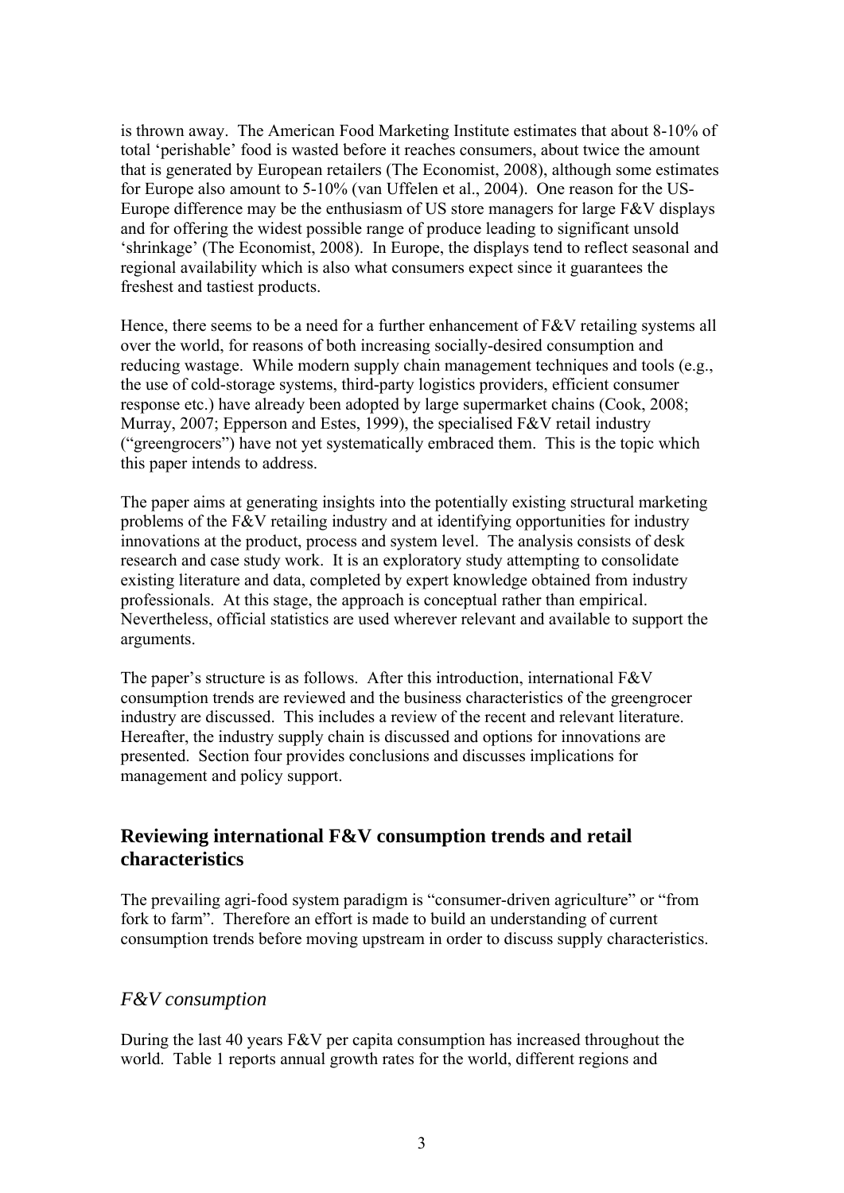is thrown away. The American Food Marketing Institute estimates that about 8-10% of total 'perishable' food is wasted before it reaches consumers, about twice the amount that is generated by European retailers (The Economist, 2008), although some estimates for Europe also amount to 5-10% (van Uffelen et al., 2004). One reason for the US-Europe difference may be the enthusiasm of US store managers for large F&V displays and for offering the widest possible range of produce leading to significant unsold 'shrinkage' (The Economist, 2008). In Europe, the displays tend to reflect seasonal and regional availability which is also what consumers expect since it guarantees the freshest and tastiest products.

Hence, there seems to be a need for a further enhancement of F&V retailing systems all over the world, for reasons of both increasing socially-desired consumption and reducing wastage. While modern supply chain management techniques and tools (e.g., the use of cold-storage systems, third-party logistics providers, efficient consumer response etc.) have already been adopted by large supermarket chains (Cook, 2008; Murray, 2007; Epperson and Estes, 1999), the specialised F&V retail industry ("greengrocers") have not yet systematically embraced them. This is the topic which this paper intends to address.

The paper aims at generating insights into the potentially existing structural marketing problems of the F&V retailing industry and at identifying opportunities for industry innovations at the product, process and system level. The analysis consists of desk research and case study work. It is an exploratory study attempting to consolidate existing literature and data, completed by expert knowledge obtained from industry professionals. At this stage, the approach is conceptual rather than empirical. Nevertheless, official statistics are used wherever relevant and available to support the arguments.

The paper's structure is as follows. After this introduction, international F&V consumption trends are reviewed and the business characteristics of the greengrocer industry are discussed. This includes a review of the recent and relevant literature. Hereafter, the industry supply chain is discussed and options for innovations are presented. Section four provides conclusions and discusses implications for management and policy support.

## Reviewing international F&V consumption trends and retail characteristics

The prevailing agri-food system paradigm is "consumer-driven agriculture" or "from fork to farm". Therefore an effort is made to build an understanding of current consumption trends before moving upstream in order to discuss supply characteristics.

### *F&V consumption*

During the last 40 years F&V per capita consumption has increased throughout the world. Table 1 reports annual growth rates for the world, different regions and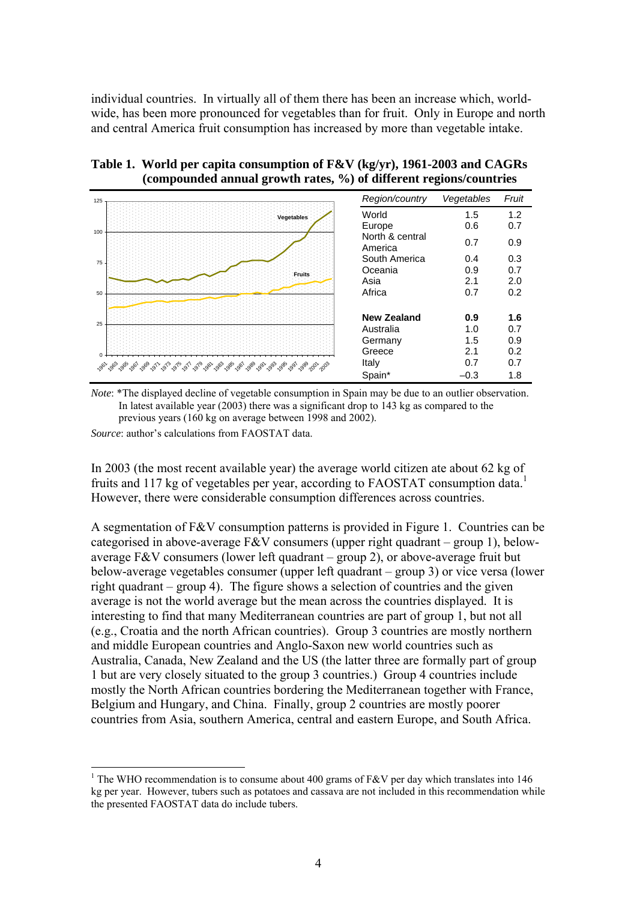individual countries. In virtually all of them there has been an increase which, world-wide, has been more pronounced for vegetables than for fruit. Only in Europe and north and central America fruit consumption has increased by more than vegetable intake.

**Table 1. World per capita consumption of F&V (kg/yr), 1961-2003 and CAGRs (compounded annual growth rates, %) of different regions/countries**

| *Region/country* | *Vegetables* | *Fruit* |
|---|---|---|
| World | 1.5 | 1.2 |
| Europe | 0.6 | 0.7 |
| North & central America | 0.7 | 0.9 |
| South America | 0.4 | 0.3 |
| Oceania | 0.9 | 0.7 |
| Asia | 2.1 | 2.0 |
| Africa | 0.7 | 0.2 |
| | | |
| **New Zealand** | **0.9** | **1.6** |
| Australia | 1.0 | 0.7 |
| Germany | 1.5 | 0.9 |
| Greece | 2.1 | 0.2 |
| Italy | 0.7 | 0.7 |
| Spain* | –0.3 | 1.8 |

*Note*: *The displayed decline of vegetable consumption in Spain may be due to an outlier observation. In latest available year (2003) there was a significant drop to 143 kg as compared to the previous years (160 kg on average between 1998 and 2002).

*Source*: author's calculations from FAOSTAT data.

In 2003 (the most recent available year) the average world citizen ate about 62 kg of fruits and 117 kg of vegetables per year, according to FAOSTAT consumption data.[1] However, there were considerable consumption differences across countries.

A segmentation of F&V consumption patterns is provided in Figure 1. Countries can be categorised in above-average F&V consumers (upper right quadrant – group 1), below-average F&V consumers (lower left quadrant – group 2), or above-average fruit but below-average vegetables consumer (upper left quadrant – group 3) or vice versa (lower right quadrant – group 4). The figure shows a selection of countries and the given average is not the world average but the mean across the countries displayed. It is interesting to find that many Mediterranean countries are part of group 1, but not all (e.g., Croatia and the north African countries). Group 3 countries are mostly northern and middle European countries and Anglo-Saxon new world countries such as Australia, Canada, New Zealand and the US (the latter three are formally part of group 1 but are very closely situated to the group 3 countries.) Group 4 countries include mostly the North African countries bordering the Mediterranean together with France, Belgium and Hungary, and China. Finally, group 2 countries are mostly poorer countries from Asia, southern America, central and eastern Europe, and South Africa.

[1] The WHO recommendation is to consume about 400 grams of F&V per day which translates into 146 kg per year. However, tubers such as potatoes and cassava are not included in this recommendation while the presented FAOSTAT data do include tubers.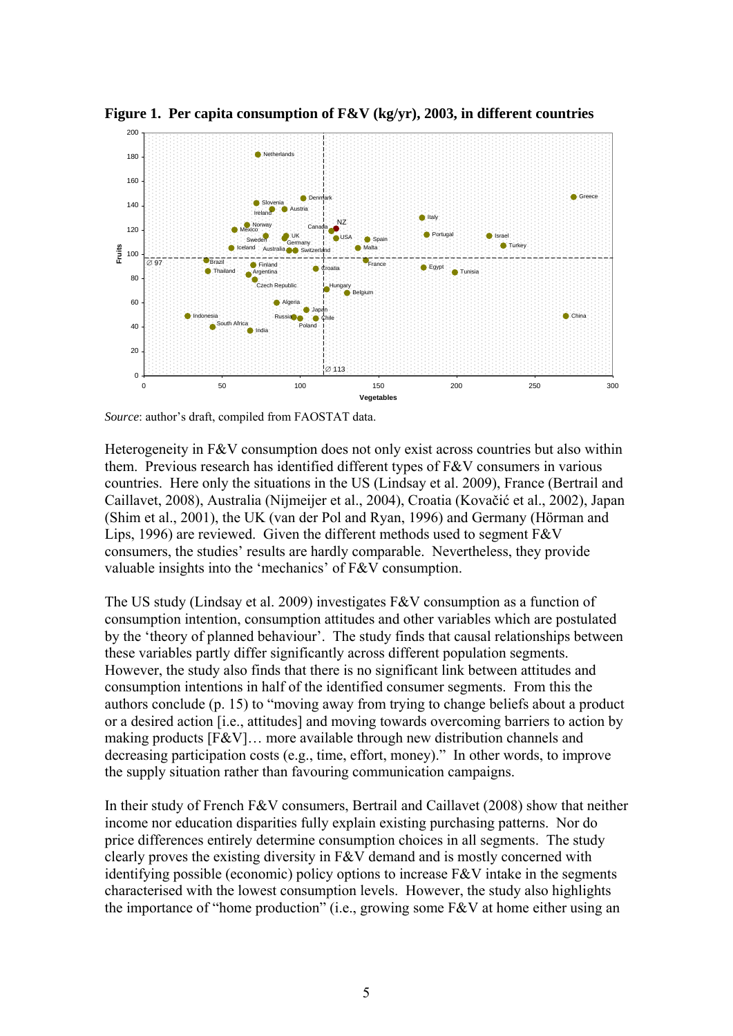**Figure 1. Per capita consumption of F&V (kg/yr), 2003, in different countries**

*Source*: author's draft, compiled from FAOSTAT data.

Heterogeneity in F&V consumption does not only exist across countries but also within them. Previous research has identified different types of F&V consumers in various countries. Here only the situations in the US (Lindsay et al. 2009), France (Bertrail and Caillavet, 2008), Australia (Nijmeijer et al., 2004), Croatia (Kovačić et al., 2002), Japan (Shim et al., 2001), the UK (van der Pol and Ryan, 1996) and Germany (Hörman and Lips, 1996) are reviewed. Given the different methods used to segment F&V consumers, the studies' results are hardly comparable. Nevertheless, they provide valuable insights into the 'mechanics' of F&V consumption.

The US study (Lindsay et al. 2009) investigates F&V consumption as a function of consumption intention, consumption attitudes and other variables which are postulated by the 'theory of planned behaviour'. The study finds that causal relationships between these variables partly differ significantly across different population segments. However, the study also finds that there is no significant link between attitudes and consumption intentions in half of the identified consumer segments. From this the authors conclude (p. 15) to "moving away from trying to change beliefs about a product or a desired action [i.e., attitudes] and moving towards overcoming barriers to action by making products [F&V]… more available through new distribution channels and decreasing participation costs (e.g., time, effort, money)." In other words, to improve the supply situation rather than favouring communication campaigns.

In their study of French F&V consumers, Bertrail and Caillavet (2008) show that neither income nor education disparities fully explain existing purchasing patterns. Nor do price differences entirely determine consumption choices in all segments. The study clearly proves the existing diversity in F&V demand and is mostly concerned with identifying possible (economic) policy options to increase F&V intake in the segments characterised with the lowest consumption levels. However, the study also highlights the importance of "home production" (i.e., growing some F&V at home either using an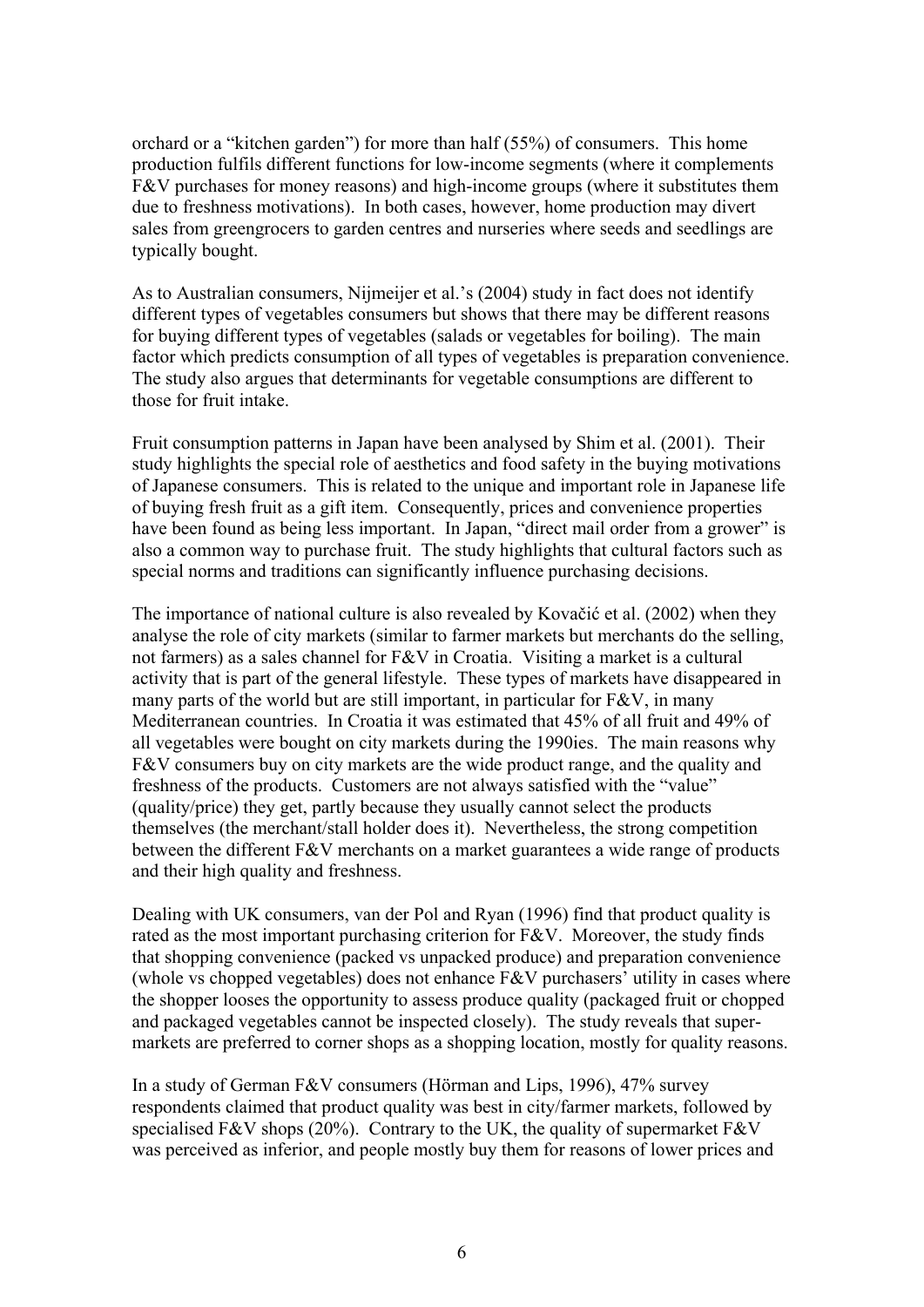orchard or a "kitchen garden") for more than half (55%) of consumers. This home production fulfils different functions for low-income segments (where it complements F&V purchases for money reasons) and high-income groups (where it substitutes them due to freshness motivations). In both cases, however, home production may divert sales from greengrocers to garden centres and nurseries where seeds and seedlings are typically bought.

As to Australian consumers, Nijmeijer et al.'s (2004) study in fact does not identify different types of vegetables consumers but shows that there may be different reasons for buying different types of vegetables (salads or vegetables for boiling). The main factor which predicts consumption of all types of vegetables is preparation convenience. The study also argues that determinants for vegetable consumptions are different to those for fruit intake.

Fruit consumption patterns in Japan have been analysed by Shim et al. (2001). Their study highlights the special role of aesthetics and food safety in the buying motivations of Japanese consumers. This is related to the unique and important role in Japanese life of buying fresh fruit as a gift item. Consequently, prices and convenience properties have been found as being less important. In Japan, "direct mail order from a grower" is also a common way to purchase fruit. The study highlights that cultural factors such as special norms and traditions can significantly influence purchasing decisions.

The importance of national culture is also revealed by Kovačić et al. (2002) when they analyse the role of city markets (similar to farmer markets but merchants do the selling, not farmers) as a sales channel for F&V in Croatia. Visiting a market is a cultural activity that is part of the general lifestyle. These types of markets have disappeared in many parts of the world but are still important, in particular for F&V, in many Mediterranean countries. In Croatia it was estimated that 45% of all fruit and 49% of all vegetables were bought on city markets during the 1990ies. The main reasons why F&V consumers buy on city markets are the wide product range, and the quality and freshness of the products. Customers are not always satisfied with the "value" (quality/price) they get, partly because they usually cannot select the products themselves (the merchant/stall holder does it). Nevertheless, the strong competition between the different F&V merchants on a market guarantees a wide range of products and their high quality and freshness.

Dealing with UK consumers, van der Pol and Ryan (1996) find that product quality is rated as the most important purchasing criterion for F&V. Moreover, the study finds that shopping convenience (packed vs unpacked produce) and preparation convenience (whole vs chopped vegetables) does not enhance F&V purchasers' utility in cases where the shopper looses the opportunity to assess produce quality (packaged fruit or chopped and packaged vegetables cannot be inspected closely). The study reveals that super-markets are preferred to corner shops as a shopping location, mostly for quality reasons.

In a study of German F&V consumers (Hörman and Lips, 1996), 47% survey respondents claimed that product quality was best in city/farmer markets, followed by specialised F&V shops (20%). Contrary to the UK, the quality of supermarket F&V was perceived as inferior, and people mostly buy them for reasons of lower prices and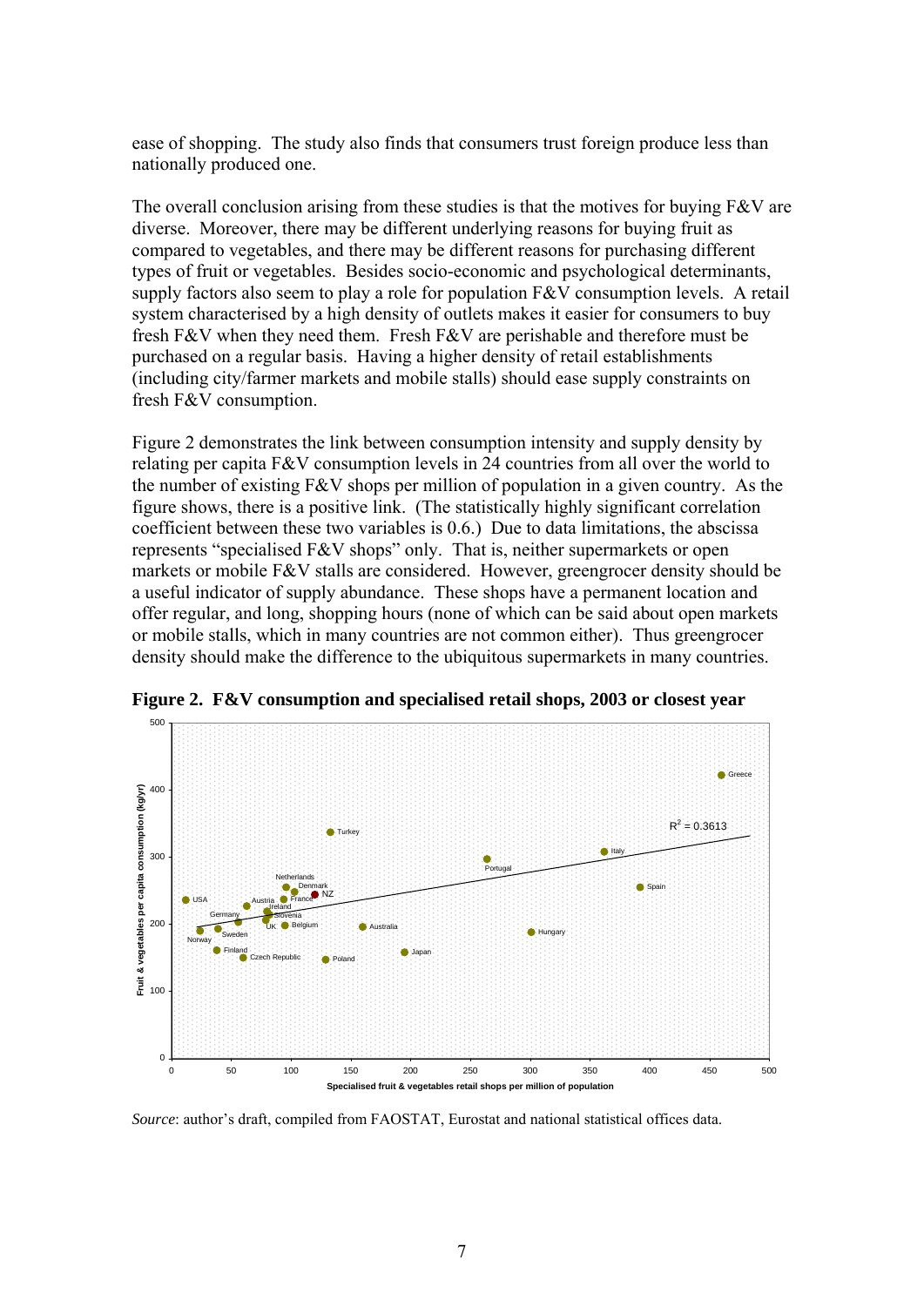ease of shopping. The study also finds that consumers trust foreign produce less than nationally produced one.

The overall conclusion arising from these studies is that the motives for buying F&V are diverse. Moreover, there may be different underlying reasons for buying fruit as compared to vegetables, and there may be different reasons for purchasing different types of fruit or vegetables. Besides socio-economic and psychological determinants, supply factors also seem to play a role for population F&V consumption levels. A retail system characterised by a high density of outlets makes it easier for consumers to buy fresh F&V when they need them. Fresh F&V are perishable and therefore must be purchased on a regular basis. Having a higher density of retail establishments (including city/farmer markets and mobile stalls) should ease supply constraints on fresh F&V consumption.

Figure 2 demonstrates the link between consumption intensity and supply density by relating per capita F&V consumption levels in 24 countries from all over the world to the number of existing F&V shops per million of population in a given country. As the figure shows, there is a positive link. (The statistically highly significant correlation coefficient between these two variables is 0.6.) Due to data limitations, the abscissa represents "specialised F&V shops" only. That is, neither supermarkets or open markets or mobile F&V stalls are considered. However, greengrocer density should be a useful indicator of supply abundance. These shops have a permanent location and offer regular, and long, shopping hours (none of which can be said about open markets or mobile stalls, which in many countries are not common either). Thus greengrocer density should make the difference to the ubiquitous supermarkets in many countries.

**Figure 2. F&V consumption and specialised retail shops, 2003 or closest year**

*Source*: author's draft, compiled from FAOSTAT, Eurostat and national statistical offices data.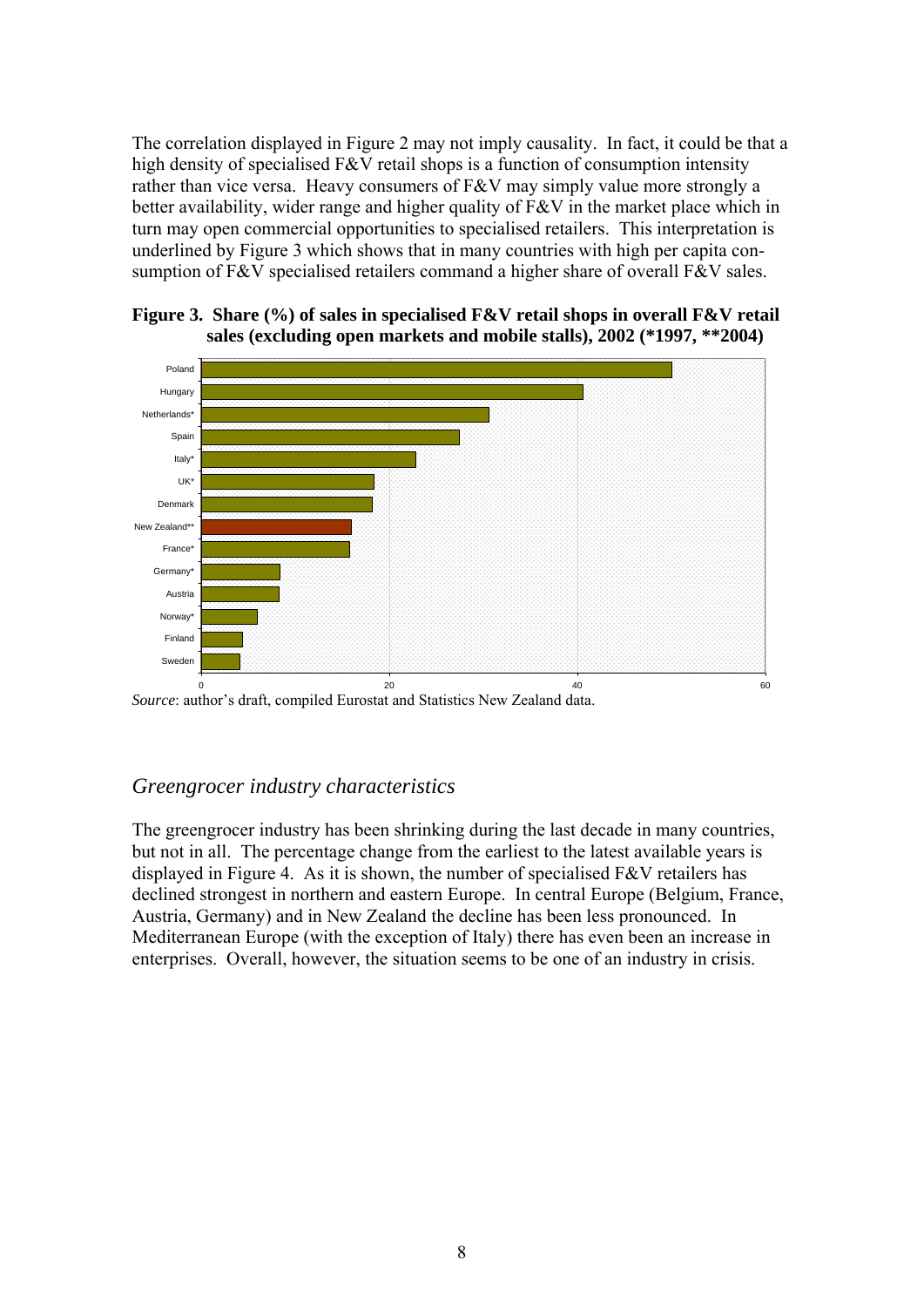The correlation displayed in Figure 2 may not imply causality. In fact, it could be that a high density of specialised F&V retail shops is a function of consumption intensity rather than vice versa. Heavy consumers of F&V may simply value more strongly a better availability, wider range and higher quality of F&V in the market place which in turn may open commercial opportunities to specialised retailers. This interpretation is underlined by Figure 3 which shows that in many countries with high per capita consumption of F&V specialised retailers command a higher share of overall F&V sales.

**Figure 3. Share (%) of sales in specialised F&V retail shops in overall F&V retail sales (excluding open markets and mobile stalls), 2002 (*1997, **2004)**

*Source*: author's draft, compiled Eurostat and Statistics New Zealand data.

## *Greengrocer industry characteristics*

The greengrocer industry has been shrinking during the last decade in many countries, but not in all. The percentage change from the earliest to the latest available years is displayed in Figure 4. As it is shown, the number of specialised F&V retailers has declined strongest in northern and eastern Europe. In central Europe (Belgium, France, Austria, Germany) and in New Zealand the decline has been less pronounced. In Mediterranean Europe (with the exception of Italy) there has even been an increase in enterprises. Overall, however, the situation seems to be one of an industry in crisis.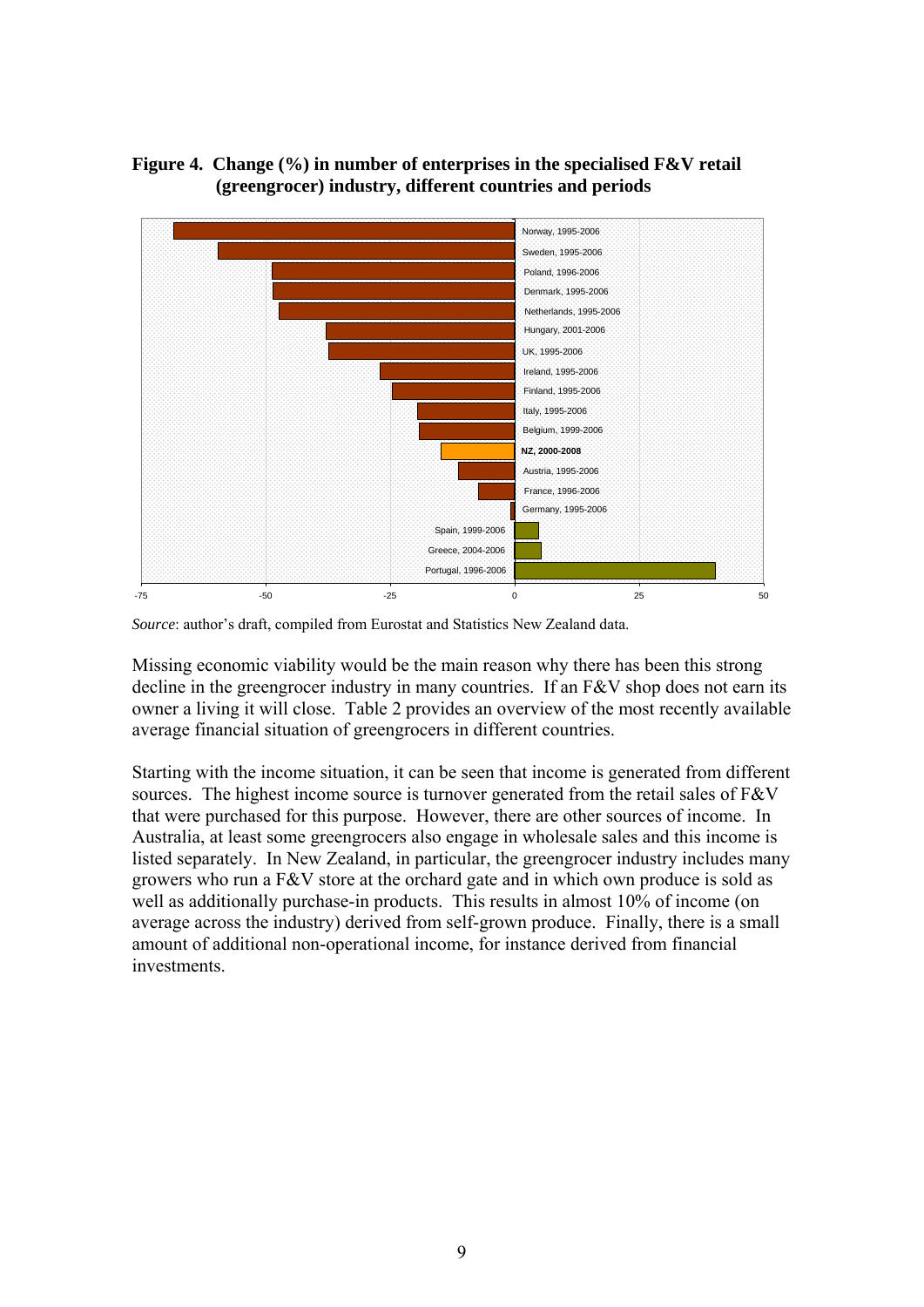**Figure 4. Change (%) in number of enterprises in the specialised F&V retail (greengrocer) industry, different countries and periods**

*Source*: author's draft, compiled from Eurostat and Statistics New Zealand data.

Missing economic viability would be the main reason why there has been this strong decline in the greengrocer industry in many countries. If an F&V shop does not earn its owner a living it will close. Table 2 provides an overview of the most recently available average financial situation of greengrocers in different countries.

Starting with the income situation, it can be seen that income is generated from different sources. The highest income source is turnover generated from the retail sales of F&V that were purchased for this purpose. However, there are other sources of income. In Australia, at least some greengrocers also engage in wholesale sales and this income is listed separately. In New Zealand, in particular, the greengrocer industry includes many growers who run a F&V store at the orchard gate and in which own produce is sold as well as additionally purchase-in products. This results in almost 10% of income (on average across the industry) derived from self-grown produce. Finally, there is a small amount of additional non-operational income, for instance derived from financial investments.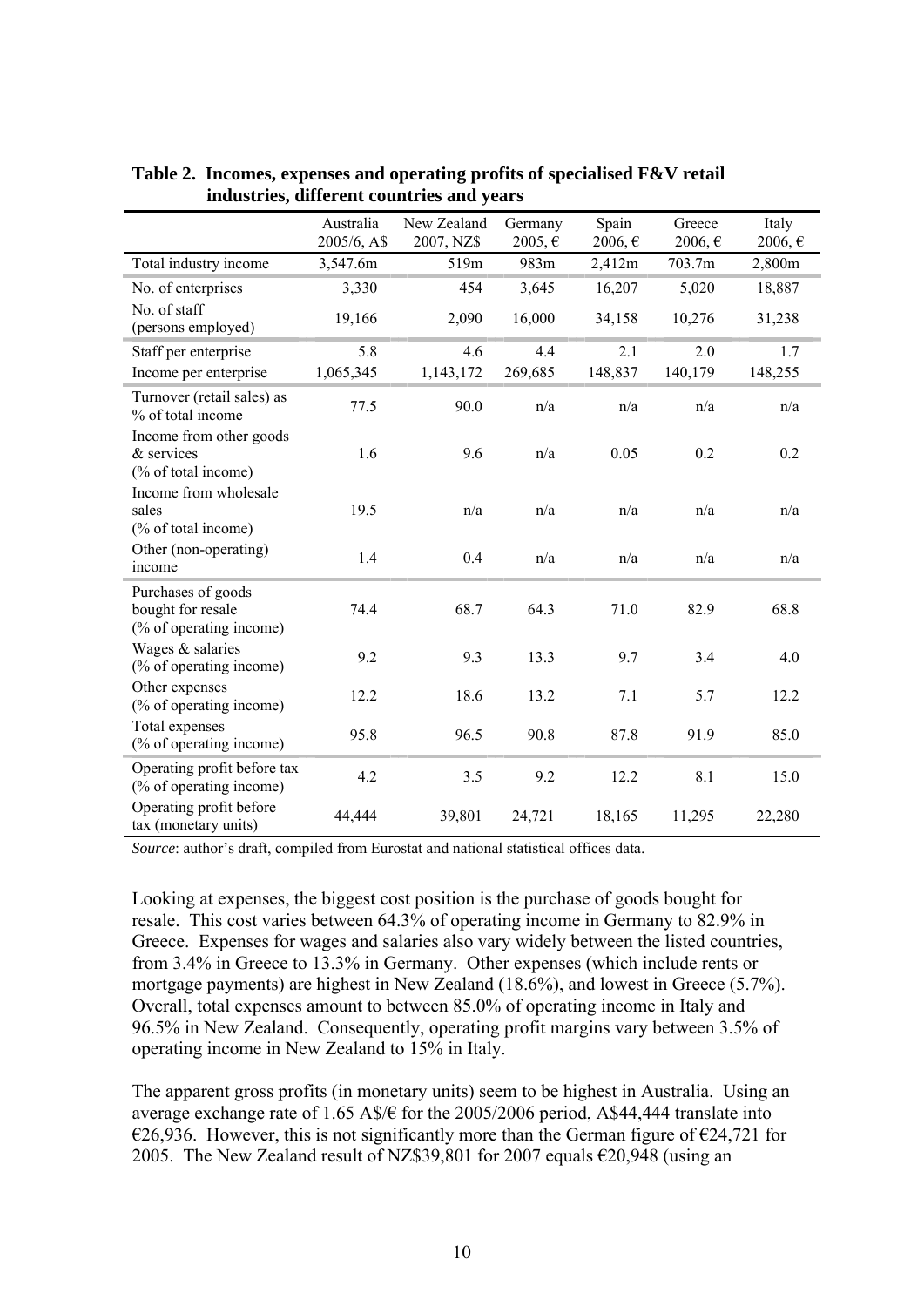**Table 2. Incomes, expenses and operating profits of specialised F&V retail industries, different countries and years**

| | Australia 2005/6, A$ | New Zealand 2007, NZ$ | Germany 2005, € | Spain 2006, € | Greece 2006, € | Italy 2006, € |
|---|---|---|---|---|---|---|
| Total industry income | 3,547.6m | 519m | 983m | 2,412m | 703.7m | 2,800m |
| No. of enterprises | 3,330 | 454 | 3,645 | 16,207 | 5,020 | 18,887 |
| No. of staff (persons employed) | 19,166 | 2,090 | 16,000 | 34,158 | 10,276 | 31,238 |
| Staff per enterprise | 5.8 | 4.6 | 4.4 | 2.1 | 2.0 | 1.7 |
| Income per enterprise | 1,065,345 | 1,143,172 | 269,685 | 148,837 | 140,179 | 148,255 |
| Turnover (retail sales) as % of total income | 77.5 | 90.0 | n/a | n/a | n/a | n/a |
| Income from other goods & services (% of total income) | 1.6 | 9.6 | n/a | 0.05 | 0.2 | 0.2 |
| Income from wholesale sales (% of total income) | 19.5 | n/a | n/a | n/a | n/a | n/a |
| Other (non-operating) income | 1.4 | 0.4 | n/a | n/a | n/a | n/a |
| Purchases of goods bought for resale (% of operating income) | 74.4 | 68.7 | 64.3 | 71.0 | 82.9 | 68.8 |
| Wages & salaries (% of operating income) | 9.2 | 9.3 | 13.3 | 9.7 | 3.4 | 4.0 |
| Other expenses (% of operating income) | 12.2 | 18.6 | 13.2 | 7.1 | 5.7 | 12.2 |
| Total expenses (% of operating income) | 95.8 | 96.5 | 90.8 | 87.8 | 91.9 | 85.0 |
| Operating profit before tax (% of operating income) | 4.2 | 3.5 | 9.2 | 12.2 | 8.1 | 15.0 |
| Operating profit before tax (monetary units) | 44,444 | 39,801 | 24,721 | 18,165 | 11,295 | 22,280 |

*Source*: author's draft, compiled from Eurostat and national statistical offices data.

Looking at expenses, the biggest cost position is the purchase of goods bought for resale. This cost varies between 64.3% of operating income in Germany to 82.9% in Greece. Expenses for wages and salaries also vary widely between the listed countries, from 3.4% in Greece to 13.3% in Germany. Other expenses (which include rents or mortgage payments) are highest in New Zealand (18.6%), and lowest in Greece (5.7%). Overall, total expenses amount to between 85.0% of operating income in Italy and 96.5% in New Zealand. Consequently, operating profit margins vary between 3.5% of operating income in New Zealand to 15% in Italy.

The apparent gross profits (in monetary units) seem to be highest in Australia. Using an average exchange rate of 1.65 A$/€ for the 2005/2006 period, A$44,444 translate into €26,936. However, this is not significantly more than the German figure of €24,721 for 2005. The New Zealand result of NZ$39,801 for 2007 equals €20,948 (using an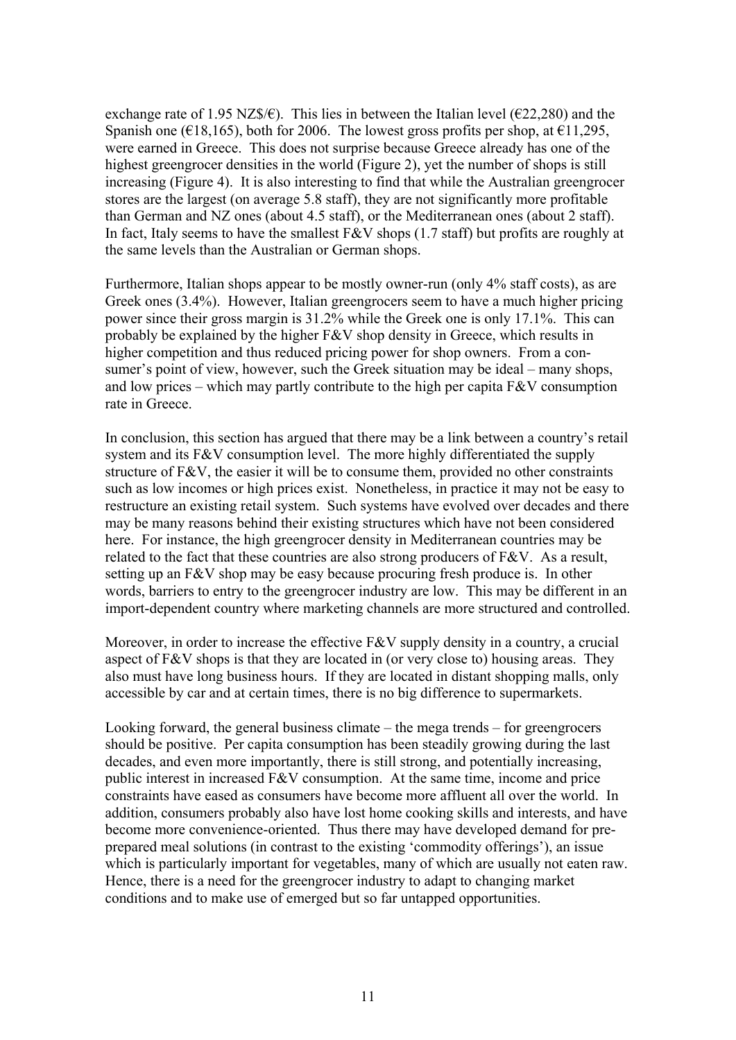exchange rate of 1.95 NZ$/€). This lies in between the Italian level (€22,280) and the Spanish one (€18,165), both for 2006. The lowest gross profits per shop, at €11,295, were earned in Greece. This does not surprise because Greece already has one of the highest greengrocer densities in the world (Figure 2), yet the number of shops is still increasing (Figure 4). It is also interesting to find that while the Australian greengrocer stores are the largest (on average 5.8 staff), they are not significantly more profitable than German and NZ ones (about 4.5 staff), or the Mediterranean ones (about 2 staff). In fact, Italy seems to have the smallest F&V shops (1.7 staff) but profits are roughly at the same levels than the Australian or German shops.

Furthermore, Italian shops appear to be mostly owner-run (only 4% staff costs), as are Greek ones (3.4%). However, Italian greengrocers seem to have a much higher pricing power since their gross margin is 31.2% while the Greek one is only 17.1%. This can probably be explained by the higher F&V shop density in Greece, which results in higher competition and thus reduced pricing power for shop owners. From a consumer's point of view, however, such the Greek situation may be ideal – many shops, and low prices – which may partly contribute to the high per capita F&V consumption rate in Greece.

In conclusion, this section has argued that there may be a link between a country's retail system and its F&V consumption level. The more highly differentiated the supply structure of F&V, the easier it will be to consume them, provided no other constraints such as low incomes or high prices exist. Nonetheless, in practice it may not be easy to restructure an existing retail system. Such systems have evolved over decades and there may be many reasons behind their existing structures which have not been considered here. For instance, the high greengrocer density in Mediterranean countries may be related to the fact that these countries are also strong producers of F&V. As a result, setting up an F&V shop may be easy because procuring fresh produce is. In other words, barriers to entry to the greengrocer industry are low. This may be different in an import-dependent country where marketing channels are more structured and controlled.

Moreover, in order to increase the effective F&V supply density in a country, a crucial aspect of F&V shops is that they are located in (or very close to) housing areas. They also must have long business hours. If they are located in distant shopping malls, only accessible by car and at certain times, there is no big difference to supermarkets.

Looking forward, the general business climate – the mega trends – for greengrocers should be positive. Per capita consumption has been steadily growing during the last decades, and even more importantly, there is still strong, and potentially increasing, public interest in increased F&V consumption. At the same time, income and price constraints have eased as consumers have become more affluent all over the world. In addition, consumers probably also have lost home cooking skills and interests, and have become more convenience-oriented. Thus there may have developed demand for pre-prepared meal solutions (in contrast to the existing 'commodity offerings'), an issue which is particularly important for vegetables, many of which are usually not eaten raw. Hence, there is a need for the greengrocer industry to adapt to changing market conditions and to make use of emerged but so far untapped opportunities.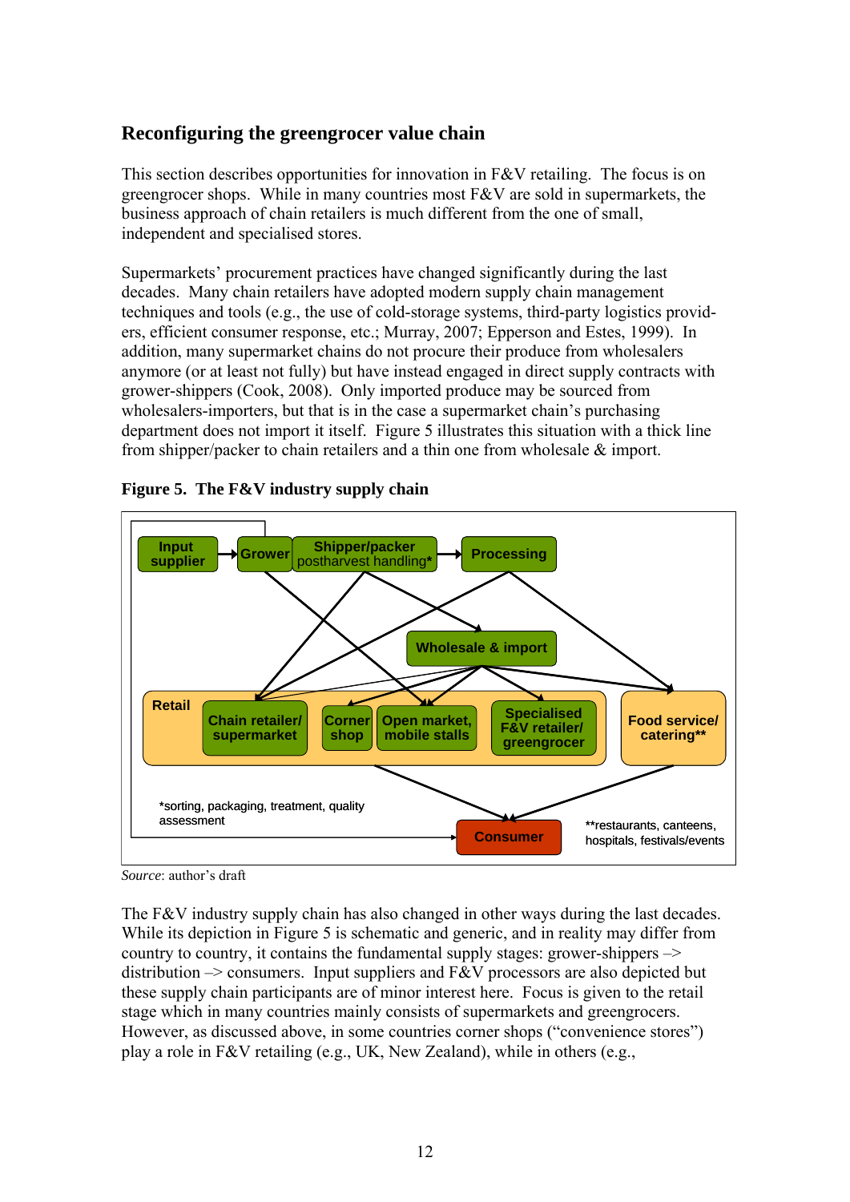## Reconfiguring the greengrocer value chain

This section describes opportunities for innovation in F&V retailing. The focus is on greengrocer shops. While in many countries most F&V are sold in supermarkets, the business approach of chain retailers is much different from the one of small, independent and specialised stores.

Supermarkets' procurement practices have changed significantly during the last decades. Many chain retailers have adopted modern supply chain management techniques and tools (e.g., the use of cold-storage systems, third-party logistics providers, efficient consumer response, etc.; Murray, 2007; Epperson and Estes, 1999). In addition, many supermarket chains do not procure their produce from wholesalers anymore (or at least not fully) but have instead engaged in direct supply contracts with grower-shippers (Cook, 2008). Only imported produce may be sourced from wholesalers-importers, but that is in the case a supermarket chain's purchasing department does not import it itself. Figure 5 illustrates this situation with a thick line from shipper/packer to chain retailers and a thin one from wholesale & import.

**Figure 5. The F&V industry supply chain**

Input supplier → Grower → Shipper/packer postharvest handling* → Processing

Wholesale & import

Retail: Chain retailer/ supermarket; Corner shop; Open market, mobile stalls; Specialised F&V retailer/ greengrocer

Food service/ catering**

Consumer

*sorting, packaging, treatment, quality assessment

**restaurants, canteens, hospitals, festivals/events

*Source*: author's draft

The F&V industry supply chain has also changed in other ways during the last decades. While its depiction in Figure 5 is schematic and generic, and in reality may differ from country to country, it contains the fundamental supply stages: grower-shippers –> distribution –> consumers. Input suppliers and F&V processors are also depicted but these supply chain participants are of minor interest here. Focus is given to the retail stage which in many countries mainly consists of supermarkets and greengrocers. However, as discussed above, in some countries corner shops ("convenience stores") play a role in F&V retailing (e.g., UK, New Zealand), while in others (e.g.,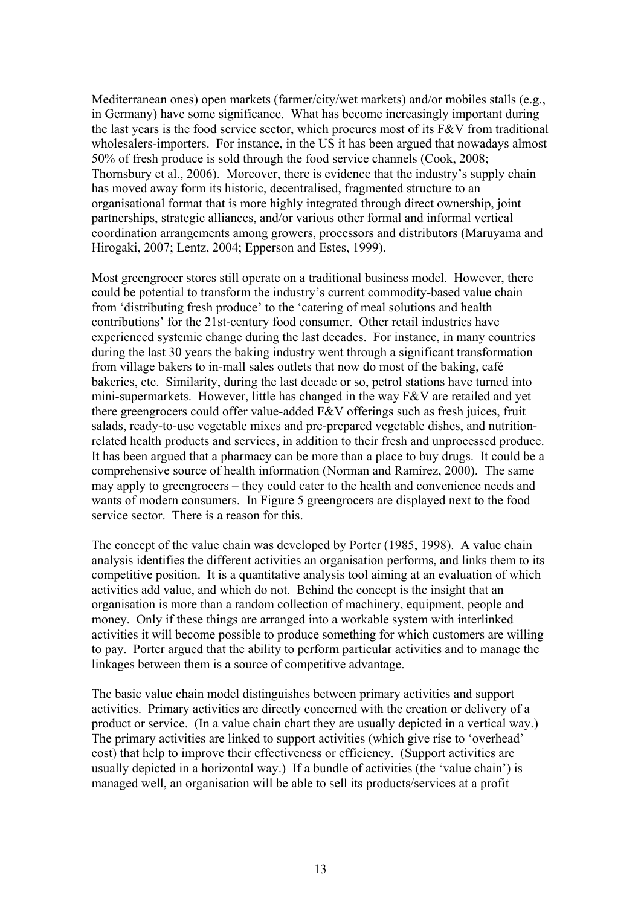Mediterranean ones) open markets (farmer/city/wet markets) and/or mobiles stalls (e.g., in Germany) have some significance. What has become increasingly important during the last years is the food service sector, which procures most of its F&V from traditional wholesalers-importers. For instance, in the US it has been argued that nowadays almost 50% of fresh produce is sold through the food service channels (Cook, 2008; Thornsbury et al., 2006). Moreover, there is evidence that the industry's supply chain has moved away form its historic, decentralised, fragmented structure to an organisational format that is more highly integrated through direct ownership, joint partnerships, strategic alliances, and/or various other formal and informal vertical coordination arrangements among growers, processors and distributors (Maruyama and Hirogaki, 2007; Lentz, 2004; Epperson and Estes, 1999).

Most greengrocer stores still operate on a traditional business model. However, there could be potential to transform the industry's current commodity-based value chain from 'distributing fresh produce' to the 'catering of meal solutions and health contributions' for the 21st-century food consumer. Other retail industries have experienced systemic change during the last decades. For instance, in many countries during the last 30 years the baking industry went through a significant transformation from village bakers to in-mall sales outlets that now do most of the baking, café bakeries, etc. Similarity, during the last decade or so, petrol stations have turned into mini-supermarkets. However, little has changed in the way F&V are retailed and yet there greengrocers could offer value-added F&V offerings such as fresh juices, fruit salads, ready-to-use vegetable mixes and pre-prepared vegetable dishes, and nutrition-related health products and services, in addition to their fresh and unprocessed produce. It has been argued that a pharmacy can be more than a place to buy drugs. It could be a comprehensive source of health information (Norman and Ramírez, 2000). The same may apply to greengrocers – they could cater to the health and convenience needs and wants of modern consumers. In Figure 5 greengrocers are displayed next to the food service sector. There is a reason for this.

The concept of the value chain was developed by Porter (1985, 1998). A value chain analysis identifies the different activities an organisation performs, and links them to its competitive position. It is a quantitative analysis tool aiming at an evaluation of which activities add value, and which do not. Behind the concept is the insight that an organisation is more than a random collection of machinery, equipment, people and money. Only if these things are arranged into a workable system with interlinked activities it will become possible to produce something for which customers are willing to pay. Porter argued that the ability to perform particular activities and to manage the linkages between them is a source of competitive advantage.

The basic value chain model distinguishes between primary activities and support activities. Primary activities are directly concerned with the creation or delivery of a product or service. (In a value chain chart they are usually depicted in a vertical way.) The primary activities are linked to support activities (which give rise to 'overhead' cost) that help to improve their effectiveness or efficiency. (Support activities are usually depicted in a horizontal way.) If a bundle of activities (the 'value chain') is managed well, an organisation will be able to sell its products/services at a profit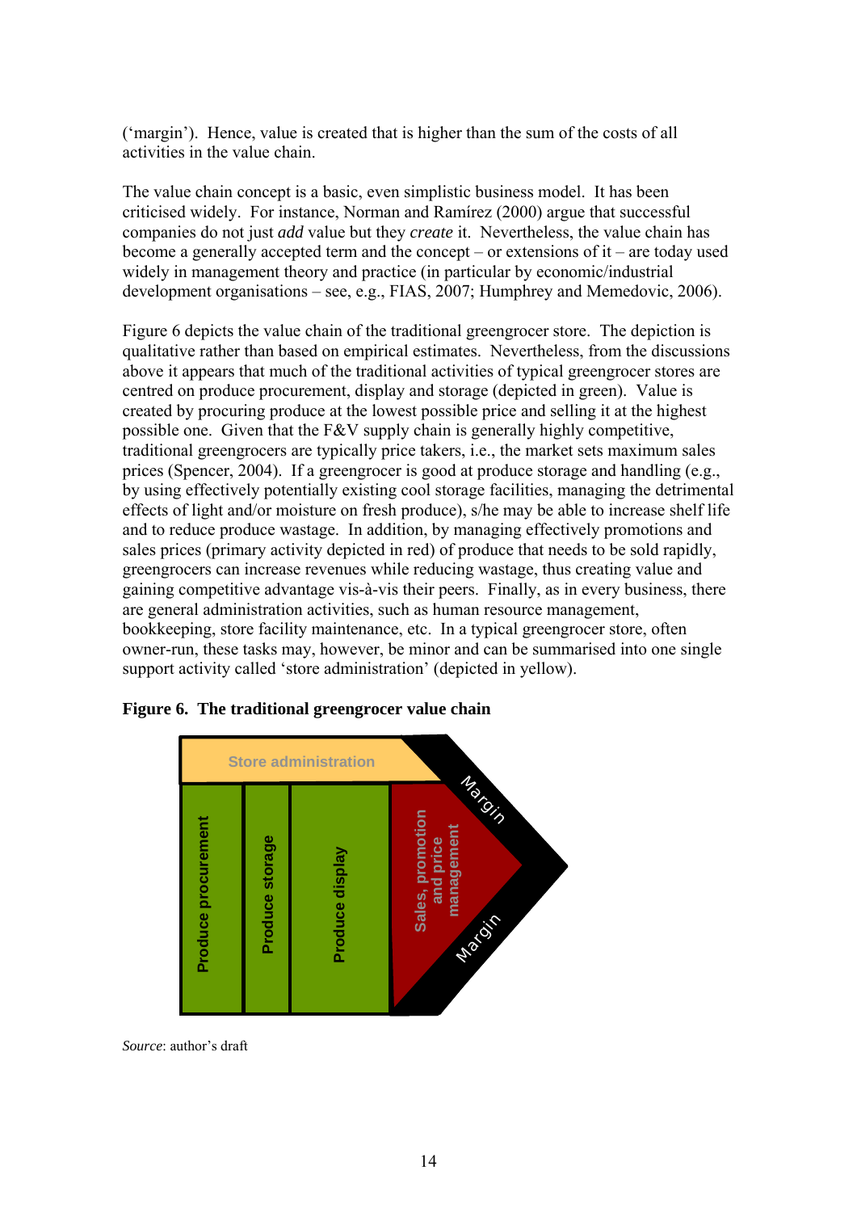('margin'). Hence, value is created that is higher than the sum of the costs of all activities in the value chain.

The value chain concept is a basic, even simplistic business model. It has been criticised widely. For instance, Norman and Ramírez (2000) argue that successful companies do not just *add* value but they *create* it. Nevertheless, the value chain has become a generally accepted term and the concept – or extensions of it – are today used widely in management theory and practice (in particular by economic/industrial development organisations – see, e.g., FIAS, 2007; Humphrey and Memedovic, 2006).

Figure 6 depicts the value chain of the traditional greengrocer store. The depiction is qualitative rather than based on empirical estimates. Nevertheless, from the discussions above it appears that much of the traditional activities of typical greengrocer stores are centred on produce procurement, display and storage (depicted in green). Value is created by procuring produce at the lowest possible price and selling it at the highest possible one. Given that the F&V supply chain is generally highly competitive, traditional greengrocers are typically price takers, i.e., the market sets maximum sales prices (Spencer, 2004). If a greengrocer is good at produce storage and handling (e.g., by using effectively potentially existing cool storage facilities, managing the detrimental effects of light and/or moisture on fresh produce), s/he may be able to increase shelf life and to reduce produce wastage. In addition, by managing effectively promotions and sales prices (primary activity depicted in red) of produce that needs to be sold rapidly, greengrocers can increase revenues while reducing wastage, thus creating value and gaining competitive advantage vis-à-vis their peers. Finally, as in every business, there are general administration activities, such as human resource management, bookkeeping, store facility maintenance, etc. In a typical greengrocer store, often owner-run, these tasks may, however, be minor and can be summarised into one single support activity called 'store administration' (depicted in yellow).

**Figure 6. The traditional greengrocer value chain**

Store administration

Produce procurement | Produce storage | Produce display | Sales, promotion and price management

Margin

Margin

*Source*: author's draft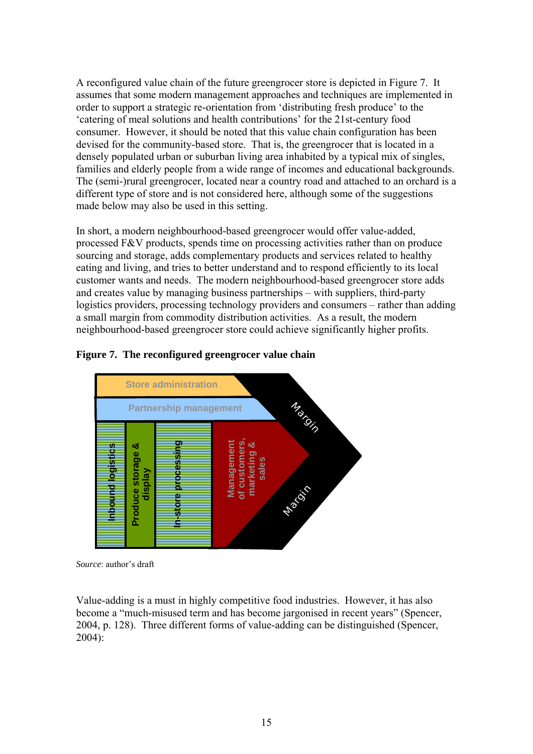A reconfigured value chain of the future greengrocer store is depicted in Figure 7. It assumes that some modern management approaches and techniques are implemented in order to support a strategic re-orientation from 'distributing fresh produce' to the 'catering of meal solutions and health contributions' for the 21st-century food consumer. However, it should be noted that this value chain configuration has been devised for the community-based store. That is, the greengrocer that is located in a densely populated urban or suburban living area inhabited by a typical mix of singles, families and elderly people from a wide range of incomes and educational backgrounds. The (semi-)rural greengrocer, located near a country road and attached to an orchard is a different type of store and is not considered here, although some of the suggestions made below may also be used in this setting.

In short, a modern neighbourhood-based greengrocer would offer value-added, processed F&V products, spends time on processing activities rather than on produce sourcing and storage, adds complementary products and services related to healthy eating and living, and tries to better understand and to respond efficiently to its local customer wants and needs. The modern neighbourhood-based greengrocer store adds and creates value by managing business partnerships – with suppliers, third-party logistics providers, processing technology providers and consumers – rather than adding a small margin from commodity distribution activities. As a result, the modern neighbourhood-based greengrocer store could achieve significantly higher profits.

**Figure 7. The reconfigured greengrocer value chain**

Store administration

Partnership management

Inbound logistics | Produce storage & display | In-store processing | Management of customers, marketing & sales

Margin

Margin

*Source*: author's draft

Value-adding is a must in highly competitive food industries. However, it has also become a "much-misused term and has become jargonised in recent years" (Spencer, 2004, p. 128). Three different forms of value-adding can be distinguished (Spencer, 2004):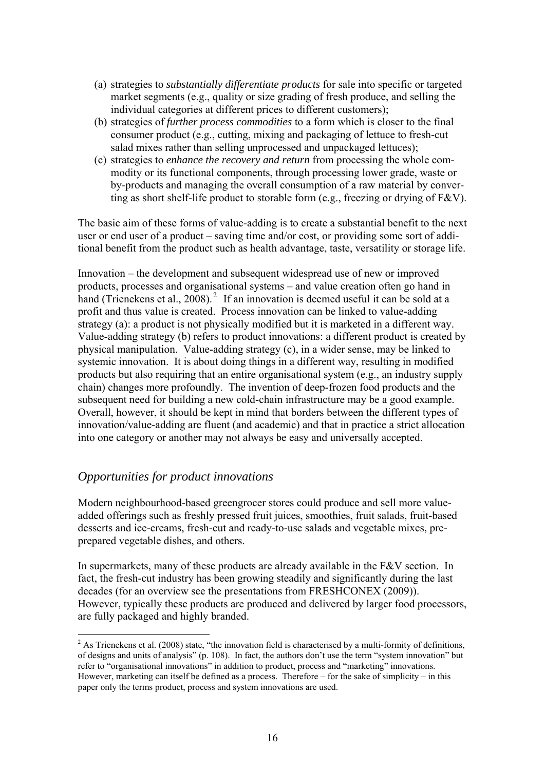(a) strategies to *substantially differentiate products* for sale into specific or targeted market segments (e.g., quality or size grading of fresh produce, and selling the individual categories at different prices to different customers);
(b) strategies of *further process commodities* to a form which is closer to the final consumer product (e.g., cutting, mixing and packaging of lettuce to fresh-cut salad mixes rather than selling unprocessed and unpackaged lettuces);
(c) strategies to *enhance the recovery and return* from processing the whole commodity or its functional components, through processing lower grade, waste or by-products and managing the overall consumption of a raw material by converting as short shelf-life product to storable form (e.g., freezing or drying of F&V).

The basic aim of these forms of value-adding is to create a substantial benefit to the next user or end user of a product – saving time and/or cost, or providing some sort of additional benefit from the product such as health advantage, taste, versatility or storage life.

Innovation – the development and subsequent widespread use of new or improved products, processes and organisational systems – and value creation often go hand in hand (Trienekens et al., 2008).[2] If an innovation is deemed useful it can be sold at a profit and thus value is created. Process innovation can be linked to value-adding strategy (a): a product is not physically modified but it is marketed in a different way. Value-adding strategy (b) refers to product innovations: a different product is created by physical manipulation. Value-adding strategy (c), in a wider sense, may be linked to systemic innovation. It is about doing things in a different way, resulting in modified products but also requiring that an entire organisational system (e.g., an industry supply chain) changes more profoundly. The invention of deep-frozen food products and the subsequent need for building a new cold-chain infrastructure may be a good example. Overall, however, it should be kept in mind that borders between the different types of innovation/value-adding are fluent (and academic) and that in practice a strict allocation into one category or another may not always be easy and universally accepted.

## *Opportunities for product innovations*

Modern neighbourhood-based greengrocer stores could produce and sell more value-added offerings such as freshly pressed fruit juices, smoothies, fruit salads, fruit-based desserts and ice-creams, fresh-cut and ready-to-use salads and vegetable mixes, pre-prepared vegetable dishes, and others.

In supermarkets, many of these products are already available in the F&V section. In fact, the fresh-cut industry has been growing steadily and significantly during the last decades (for an overview see the presentations from FRESHCONEX (2009)). However, typically these products are produced and delivered by larger food processors, are fully packaged and highly branded.

---

[2] As Trienekens et al. (2008) state, "the innovation field is characterised by a multi-formity of definitions, of designs and units of analysis" (p. 108). In fact, the authors don't use the term "system innovation" but refer to "organisational innovations" in addition to product, process and "marketing" innovations. However, marketing can itself be defined as a process. Therefore – for the sake of simplicity – in this paper only the terms product, process and system innovations are used.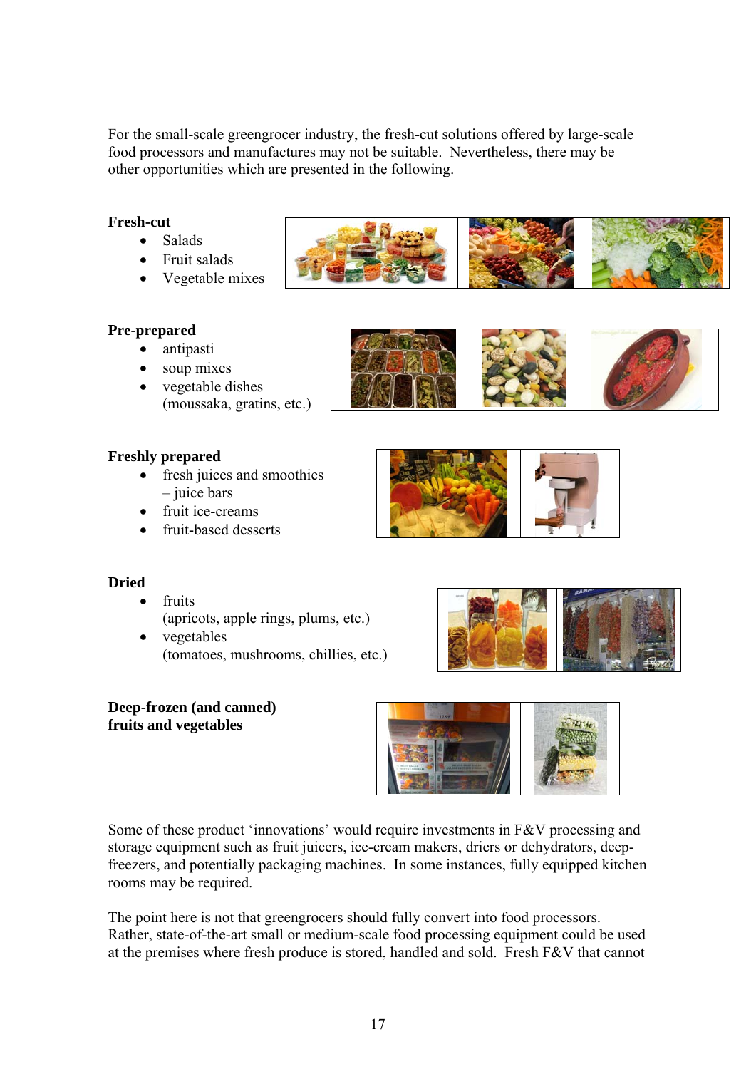For the small-scale greengrocer industry, the fresh-cut solutions offered by large-scale food processors and manufactures may not be suitable. Nevertheless, there may be other opportunities which are presented in the following.

**Fresh-cut**

- Salads
- Fruit salads
- Vegetable mixes

**Pre-prepared**

- antipasti
- soup mixes
- vegetable dishes (moussaka, gratins, etc.)

**Freshly prepared**

- fresh juices and smoothies – juice bars
- fruit ice-creams
- fruit-based desserts

**Dried**

- fruits (apricots, apple rings, plums, etc.)
- vegetables (tomatoes, mushrooms, chillies, etc.)

**Deep-frozen (and canned) fruits and vegetables**

Some of these product 'innovations' would require investments in F&V processing and storage equipment such as fruit juicers, ice-cream makers, driers or dehydrators, deep-freezers, and potentially packaging machines. In some instances, fully equipped kitchen rooms may be required.

The point here is not that greengrocers should fully convert into food processors. Rather, state-of-the-art small or medium-scale food processing equipment could be used at the premises where fresh produce is stored, handled and sold. Fresh F&V that cannot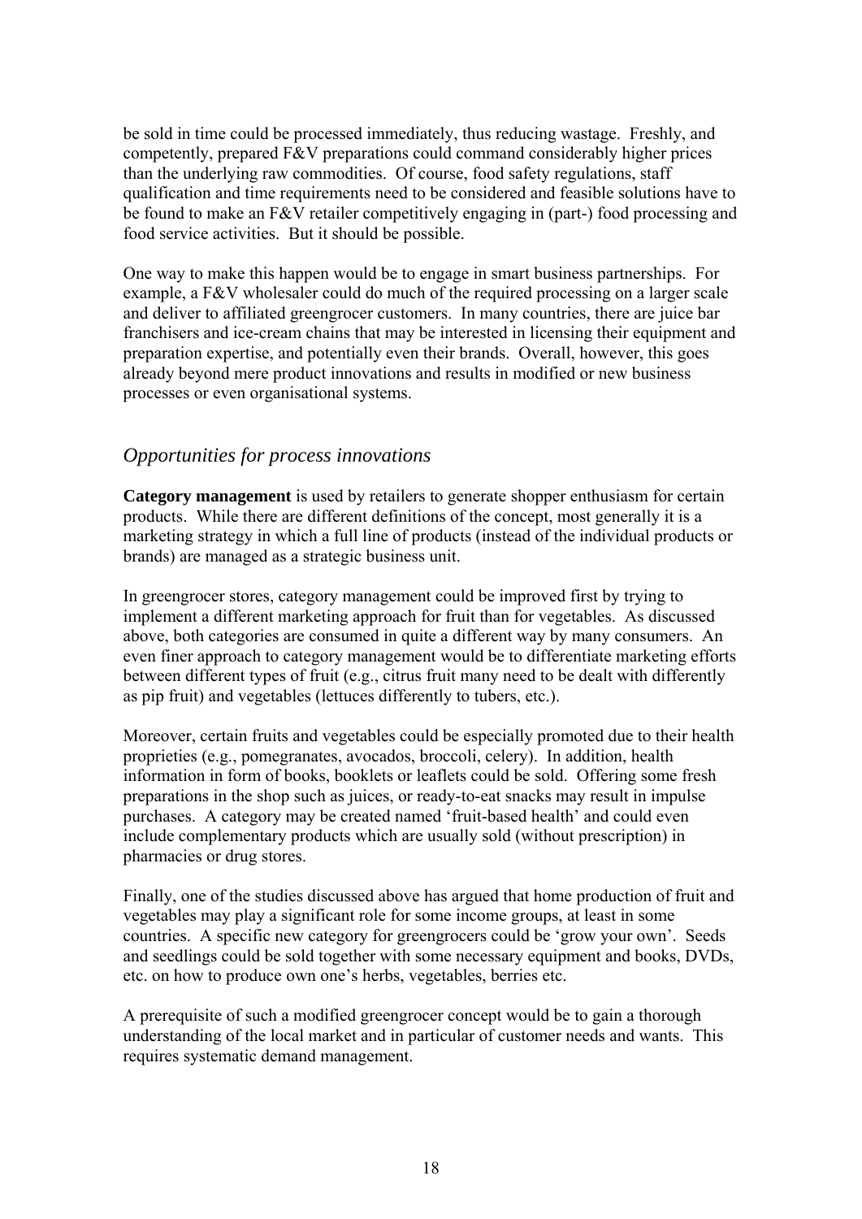be sold in time could be processed immediately, thus reducing wastage. Freshly, and competently, prepared F&V preparations could command considerably higher prices than the underlying raw commodities. Of course, food safety regulations, staff qualification and time requirements need to be considered and feasible solutions have to be found to make an F&V retailer competitively engaging in (part-) food processing and food service activities. But it should be possible.

One way to make this happen would be to engage in smart business partnerships. For example, a F&V wholesaler could do much of the required processing on a larger scale and deliver to affiliated greengrocer customers. In many countries, there are juice bar franchisers and ice-cream chains that may be interested in licensing their equipment and preparation expertise, and potentially even their brands. Overall, however, this goes already beyond mere product innovations and results in modified or new business processes or even organisational systems.

## *Opportunities for process innovations*

**Category management** is used by retailers to generate shopper enthusiasm for certain products. While there are different definitions of the concept, most generally it is a marketing strategy in which a full line of products (instead of the individual products or brands) are managed as a strategic business unit.

In greengrocer stores, category management could be improved first by trying to implement a different marketing approach for fruit than for vegetables. As discussed above, both categories are consumed in quite a different way by many consumers. An even finer approach to category management would be to differentiate marketing efforts between different types of fruit (e.g., citrus fruit many need to be dealt with differently as pip fruit) and vegetables (lettuces differently to tubers, etc.).

Moreover, certain fruits and vegetables could be especially promoted due to their health proprieties (e.g., pomegranates, avocados, broccoli, celery). In addition, health information in form of books, booklets or leaflets could be sold. Offering some fresh preparations in the shop such as juices, or ready-to-eat snacks may result in impulse purchases. A category may be created named 'fruit-based health' and could even include complementary products which are usually sold (without prescription) in pharmacies or drug stores.

Finally, one of the studies discussed above has argued that home production of fruit and vegetables may play a significant role for some income groups, at least in some countries. A specific new category for greengrocers could be 'grow your own'. Seeds and seedlings could be sold together with some necessary equipment and books, DVDs, etc. on how to produce own one's herbs, vegetables, berries etc.

A prerequisite of such a modified greengrocer concept would be to gain a thorough understanding of the local market and in particular of customer needs and wants. This requires systematic demand management.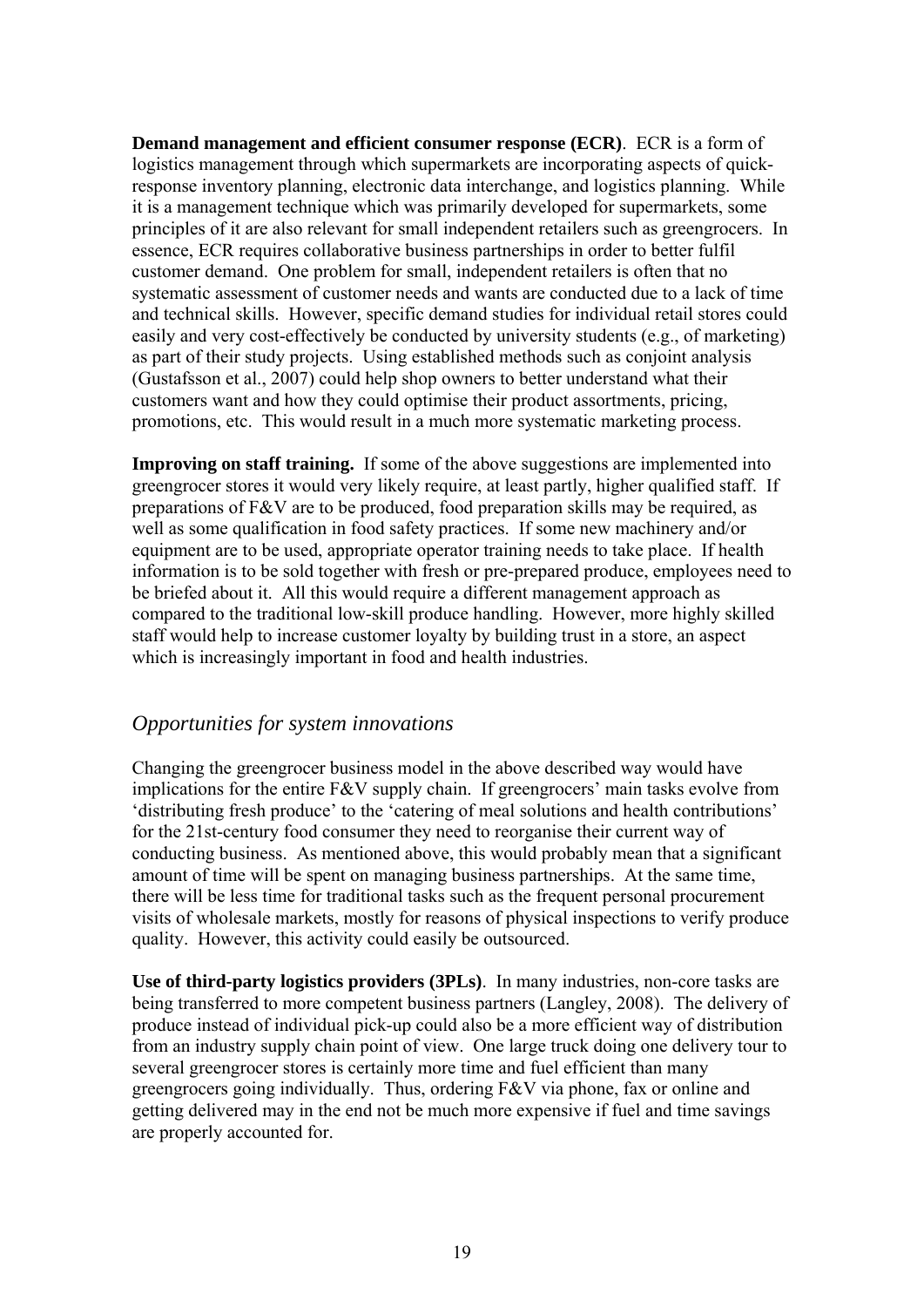**Demand management and efficient consumer response (ECR)**. ECR is a form of logistics management through which supermarkets are incorporating aspects of quick-response inventory planning, electronic data interchange, and logistics planning. While it is a management technique which was primarily developed for supermarkets, some principles of it are also relevant for small independent retailers such as greengrocers. In essence, ECR requires collaborative business partnerships in order to better fulfil customer demand. One problem for small, independent retailers is often that no systematic assessment of customer needs and wants are conducted due to a lack of time and technical skills. However, specific demand studies for individual retail stores could easily and very cost-effectively be conducted by university students (e.g., of marketing) as part of their study projects. Using established methods such as conjoint analysis (Gustafsson et al., 2007) could help shop owners to better understand what their customers want and how they could optimise their product assortments, pricing, promotions, etc. This would result in a much more systematic marketing process.

**Improving on staff training.** If some of the above suggestions are implemented into greengrocer stores it would very likely require, at least partly, higher qualified staff. If preparations of F&V are to be produced, food preparation skills may be required, as well as some qualification in food safety practices. If some new machinery and/or equipment are to be used, appropriate operator training needs to take place. If health information is to be sold together with fresh or pre-prepared produce, employees need to be briefed about it. All this would require a different management approach as compared to the traditional low-skill produce handling. However, more highly skilled staff would help to increase customer loyalty by building trust in a store, an aspect which is increasingly important in food and health industries.

## *Opportunities for system innovations*

Changing the greengrocer business model in the above described way would have implications for the entire F&V supply chain. If greengrocers' main tasks evolve from 'distributing fresh produce' to the 'catering of meal solutions and health contributions' for the 21st-century food consumer they need to reorganise their current way of conducting business. As mentioned above, this would probably mean that a significant amount of time will be spent on managing business partnerships. At the same time, there will be less time for traditional tasks such as the frequent personal procurement visits of wholesale markets, mostly for reasons of physical inspections to verify produce quality. However, this activity could easily be outsourced.

**Use of third-party logistics providers (3PLs)**. In many industries, non-core tasks are being transferred to more competent business partners (Langley, 2008). The delivery of produce instead of individual pick-up could also be a more efficient way of distribution from an industry supply chain point of view. One large truck doing one delivery tour to several greengrocer stores is certainly more time and fuel efficient than many greengrocers going individually. Thus, ordering F&V via phone, fax or online and getting delivered may in the end not be much more expensive if fuel and time savings are properly accounted for.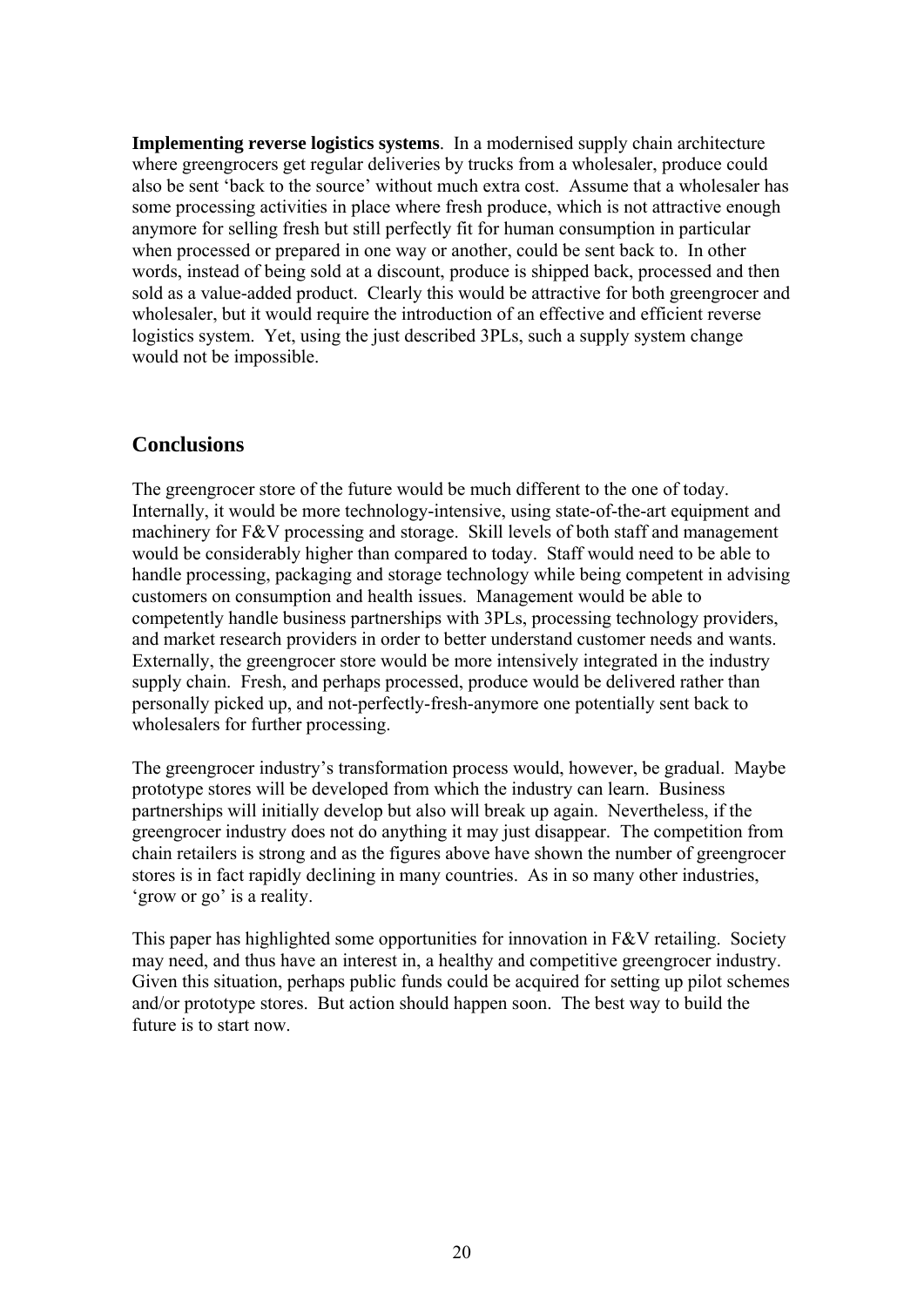**Implementing reverse logistics systems**. In a modernised supply chain architecture where greengrocers get regular deliveries by trucks from a wholesaler, produce could also be sent 'back to the source' without much extra cost. Assume that a wholesaler has some processing activities in place where fresh produce, which is not attractive enough anymore for selling fresh but still perfectly fit for human consumption in particular when processed or prepared in one way or another, could be sent back to. In other words, instead of being sold at a discount, produce is shipped back, processed and then sold as a value-added product. Clearly this would be attractive for both greengrocer and wholesaler, but it would require the introduction of an effective and efficient reverse logistics system. Yet, using the just described 3PLs, such a supply system change would not be impossible.

## Conclusions

The greengrocer store of the future would be much different to the one of today. Internally, it would be more technology-intensive, using state-of-the-art equipment and machinery for F&V processing and storage. Skill levels of both staff and management would be considerably higher than compared to today. Staff would need to be able to handle processing, packaging and storage technology while being competent in advising customers on consumption and health issues. Management would be able to competently handle business partnerships with 3PLs, processing technology providers, and market research providers in order to better understand customer needs and wants. Externally, the greengrocer store would be more intensively integrated in the industry supply chain. Fresh, and perhaps processed, produce would be delivered rather than personally picked up, and not-perfectly-fresh-anymore one potentially sent back to wholesalers for further processing.

The greengrocer industry's transformation process would, however, be gradual. Maybe prototype stores will be developed from which the industry can learn. Business partnerships will initially develop but also will break up again. Nevertheless, if the greengrocer industry does not do anything it may just disappear. The competition from chain retailers is strong and as the figures above have shown the number of greengrocer stores is in fact rapidly declining in many countries. As in so many other industries, 'grow or go' is a reality.

This paper has highlighted some opportunities for innovation in F&V retailing. Society may need, and thus have an interest in, a healthy and competitive greengrocer industry. Given this situation, perhaps public funds could be acquired for setting up pilot schemes and/or prototype stores. But action should happen soon. The best way to build the future is to start now.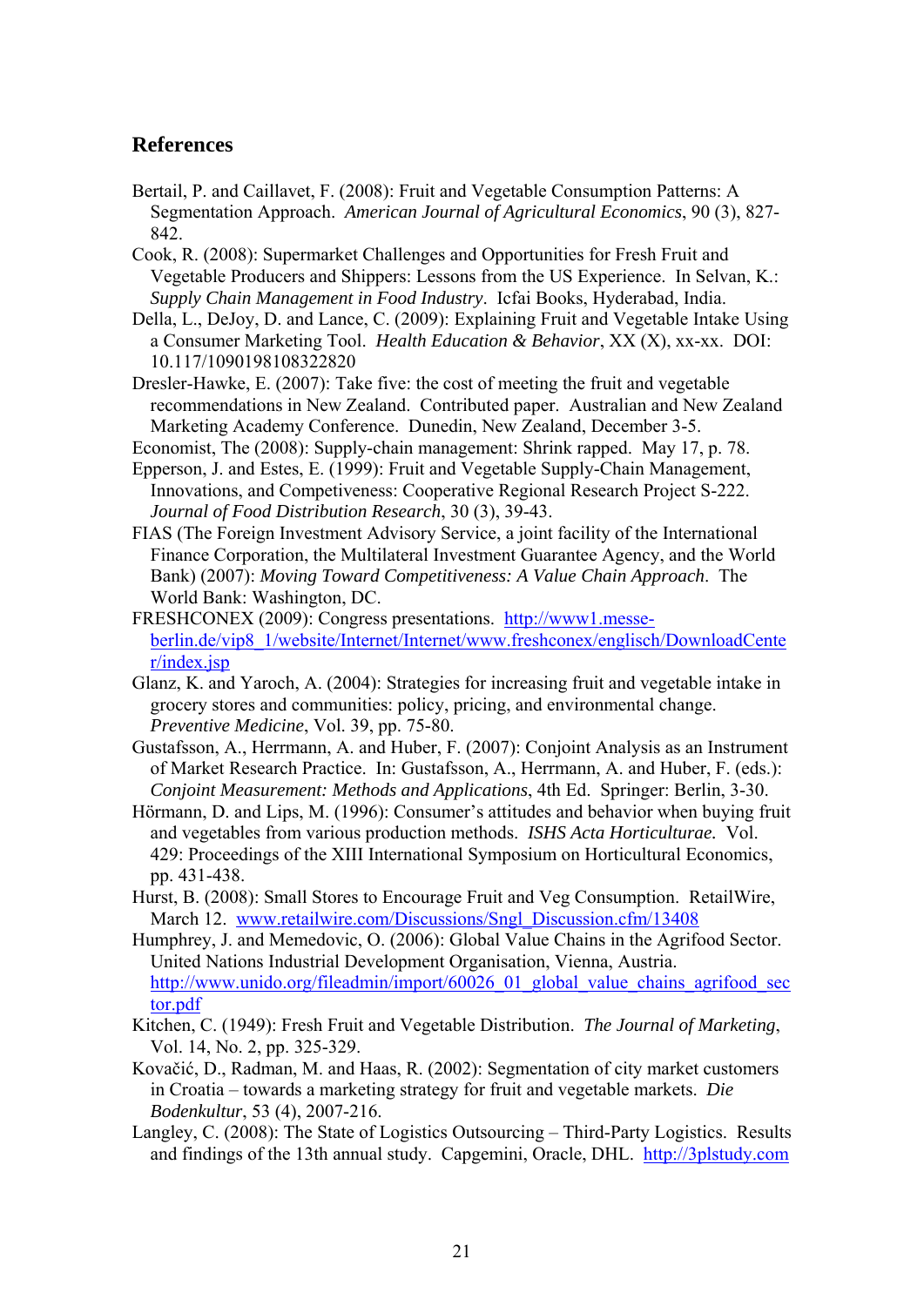## References

Bertail, P. and Caillavet, F. (2008): Fruit and Vegetable Consumption Patterns: A Segmentation Approach. *American Journal of Agricultural Economics*, 90 (3), 827-842.

Cook, R. (2008): Supermarket Challenges and Opportunities for Fresh Fruit and Vegetable Producers and Shippers: Lessons from the US Experience. In Selvan, K.: *Supply Chain Management in Food Industry*. Icfai Books, Hyderabad, India.

Della, L., DeJoy, D. and Lance, C. (2009): Explaining Fruit and Vegetable Intake Using a Consumer Marketing Tool. *Health Education & Behavior*, XX (X), xx-xx. DOI: 10.117/1090198108322820

Dresler-Hawke, E. (2007): Take five: the cost of meeting the fruit and vegetable recommendations in New Zealand. Contributed paper. Australian and New Zealand Marketing Academy Conference. Dunedin, New Zealand, December 3-5.

Economist, The (2008): Supply-chain management: Shrink rapped. May 17, p. 78.

Epperson, J. and Estes, E. (1999): Fruit and Vegetable Supply-Chain Management, Innovations, and Competiveness: Cooperative Regional Research Project S-222. *Journal of Food Distribution Research*, 30 (3), 39-43.

FIAS (The Foreign Investment Advisory Service, a joint facility of the International Finance Corporation, the Multilateral Investment Guarantee Agency, and the World Bank) (2007): *Moving Toward Competitiveness: A Value Chain Approach*. The World Bank: Washington, DC.

FRESHCONEX (2009): Congress presentations. http://www1.messe-berlin.de/vip8_1/website/Internet/Internet/www.freshconex/englisch/DownloadCenter/index.jsp

Glanz, K. and Yaroch, A. (2004): Strategies for increasing fruit and vegetable intake in grocery stores and communities: policy, pricing, and environmental change. *Preventive Medicine*, Vol. 39, pp. 75-80.

Gustafsson, A., Herrmann, A. and Huber, F. (2007): Conjoint Analysis as an Instrument of Market Research Practice. In: Gustafsson, A., Herrmann, A. and Huber, F. (eds.): *Conjoint Measurement: Methods and Applications*, 4th Ed. Springer: Berlin, 3-30.

Hörmann, D. and Lips, M. (1996): Consumer's attitudes and behavior when buying fruit and vegetables from various production methods. *ISHS Acta Horticulturae*. Vol. 429: Proceedings of the XIII International Symposium on Horticultural Economics, pp. 431-438.

Hurst, B. (2008): Small Stores to Encourage Fruit and Veg Consumption. RetailWire, March 12. www.retailwire.com/Discussions/Sngl_Discussion.cfm/13408

Humphrey, J. and Memedovic, O. (2006): Global Value Chains in the Agrifood Sector. United Nations Industrial Development Organisation, Vienna, Austria. http://www.unido.org/fileadmin/import/60026_01_global_value_chains_agrifood_sector.pdf

Kitchen, C. (1949): Fresh Fruit and Vegetable Distribution. *The Journal of Marketing*, Vol. 14, No. 2, pp. 325-329.

Kovačić, D., Radman, M. and Haas, R. (2002): Segmentation of city market customers in Croatia – towards a marketing strategy for fruit and vegetable markets. *Die Bodenkultur*, 53 (4), 2007-216.

Langley, C. (2008): The State of Logistics Outsourcing – Third-Party Logistics. Results and findings of the 13th annual study. Capgemini, Oracle, DHL. http://3plstudy.com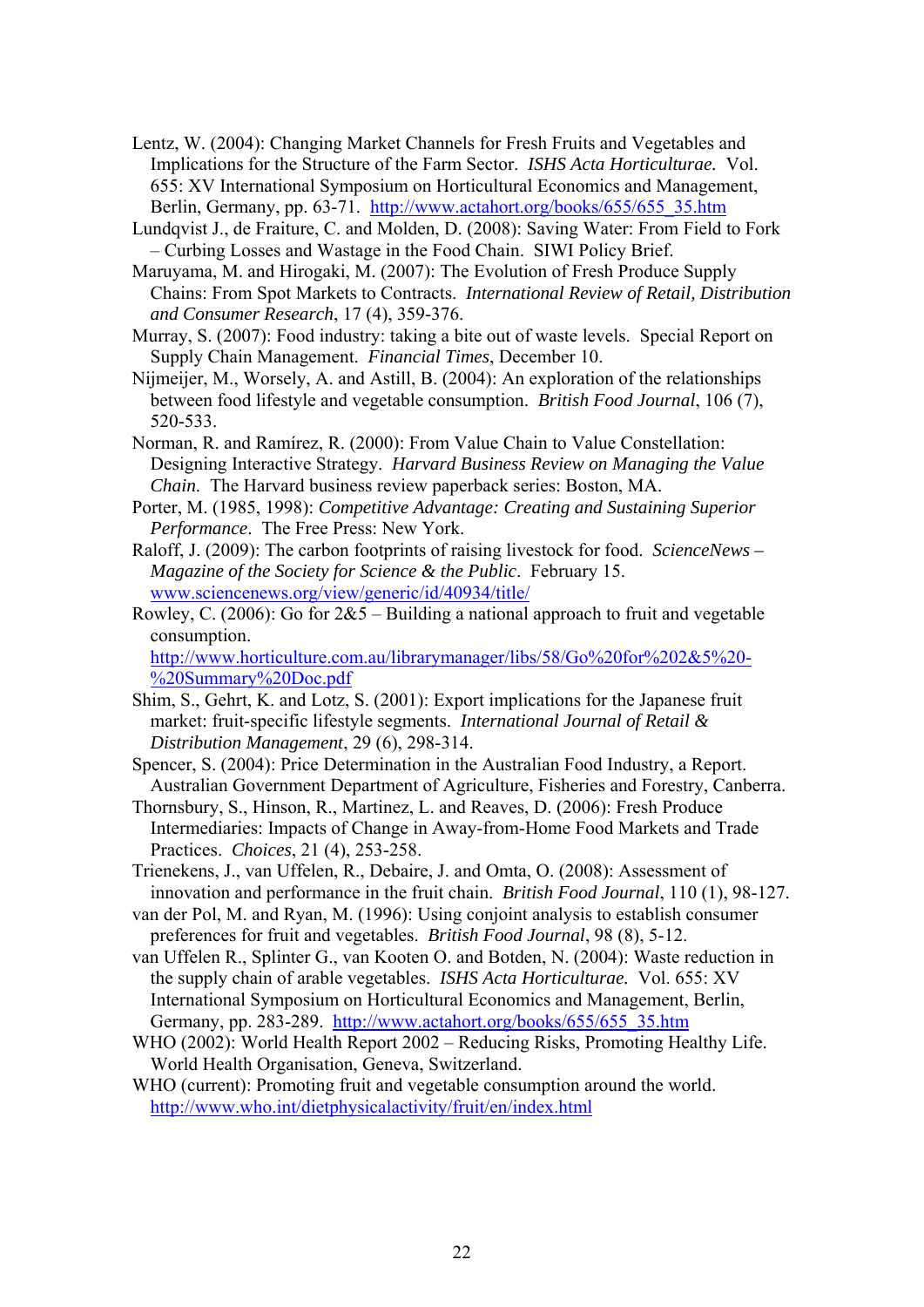Lentz, W. (2004): Changing Market Channels for Fresh Fruits and Vegetables and Implications for the Structure of the Farm Sector. *ISHS Acta Horticulturae.* Vol. 655: XV International Symposium on Horticultural Economics and Management, Berlin, Germany, pp. 63-71. http://www.actahort.org/books/655/655_35.htm

Lundqvist J., de Fraiture, C. and Molden, D. (2008): Saving Water: From Field to Fork – Curbing Losses and Wastage in the Food Chain. SIWI Policy Brief.

Maruyama, M. and Hirogaki, M. (2007): The Evolution of Fresh Produce Supply Chains: From Spot Markets to Contracts. *International Review of Retail, Distribution and Consumer Research*, 17 (4), 359-376.

Murray, S. (2007): Food industry: taking a bite out of waste levels. Special Report on Supply Chain Management. *Financial Times*, December 10.

Nijmeijer, M., Worsely, A. and Astill, B. (2004): An exploration of the relationships between food lifestyle and vegetable consumption. *British Food Journal*, 106 (7), 520-533.

Norman, R. and Ramírez, R. (2000): From Value Chain to Value Constellation: Designing Interactive Strategy. *Harvard Business Review on Managing the Value Chain*. The Harvard business review paperback series: Boston, MA.

Porter, M. (1985, 1998): *Competitive Advantage: Creating and Sustaining Superior Performance*. The Free Press: New York.

Raloff, J. (2009): The carbon footprints of raising livestock for food. *ScienceNews – Magazine of the Society for Science & the Public*. February 15. www.sciencenews.org/view/generic/id/40934/title/

Rowley, C. (2006): Go for 2&5 – Building a national approach to fruit and vegetable consumption. http://www.horticulture.com.au/librarymanager/libs/58/Go%20for%202&5%20-%20Summary%20Doc.pdf

Shim, S., Gehrt, K. and Lotz, S. (2001): Export implications for the Japanese fruit market: fruit-specific lifestyle segments. *International Journal of Retail & Distribution Management*, 29 (6), 298-314.

Spencer, S. (2004): Price Determination in the Australian Food Industry, a Report. Australian Government Department of Agriculture, Fisheries and Forestry, Canberra.

Thornsbury, S., Hinson, R., Martinez, L. and Reaves, D. (2006): Fresh Produce Intermediaries: Impacts of Change in Away-from-Home Food Markets and Trade Practices. *Choices*, 21 (4), 253-258.

Trienekens, J., van Uffelen, R., Debaire, J. and Omta, O. (2008): Assessment of innovation and performance in the fruit chain. *British Food Journal*, 110 (1), 98-127.

van der Pol, M. and Ryan, M. (1996): Using conjoint analysis to establish consumer preferences for fruit and vegetables. *British Food Journal*, 98 (8), 5-12.

van Uffelen R., Splinter G., van Kooten O. and Botden, N. (2004): Waste reduction in the supply chain of arable vegetables. *ISHS Acta Horticulturae.* Vol. 655: XV International Symposium on Horticultural Economics and Management, Berlin, Germany, pp. 283-289. http://www.actahort.org/books/655/655_35.htm

WHO (2002): World Health Report 2002 – Reducing Risks, Promoting Healthy Life. World Health Organisation, Geneva, Switzerland.

WHO (current): Promoting fruit and vegetable consumption around the world. http://www.who.int/dietphysicalactivity/fruit/en/index.html